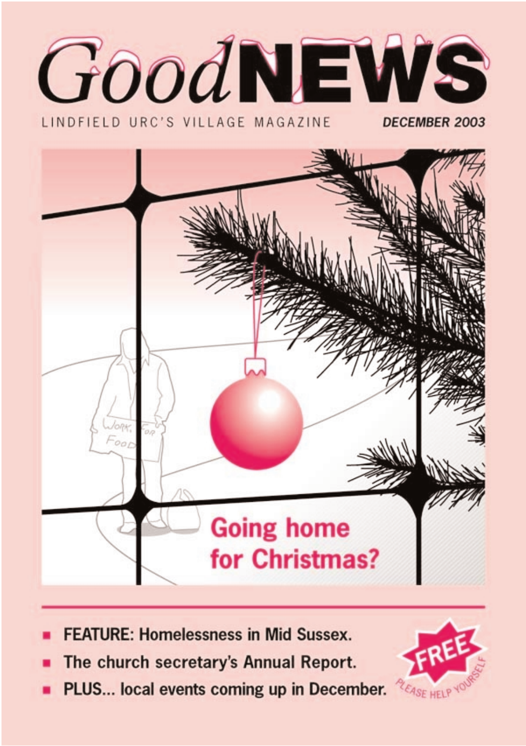# *Good* NEWS

LINDFIELD URC'S VILLAGE MAGAZINE

***DECEMBER 2003***

## Going home for Christmas?

- **FEATURE: Homelessness in Mid Sussex.**
- **The church secretary's Annual Report.**
- **PLUS... local events coming up in December.**

**FREE** PLEASE HELP YOURSELF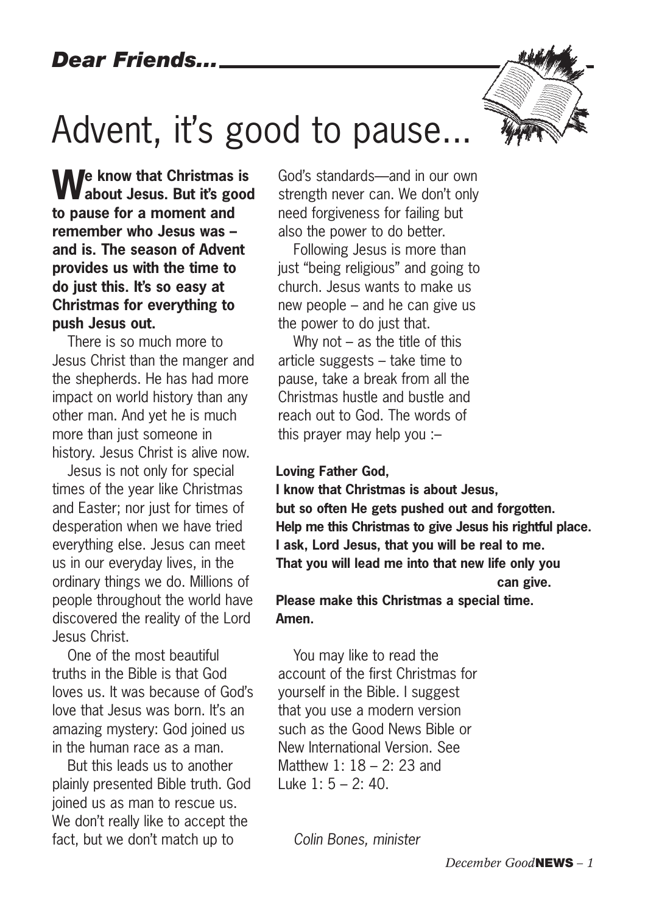*Dear Friends...*

# Advent, it's good to pause...

**We know that Christmas is about Jesus. But it's good to pause for a moment and remember who Jesus was – and is. The season of Advent provides us with the time to do just this. It's so easy at Christmas for everything to push Jesus out.**

There is so much more to Jesus Christ than the manger and the shepherds. He has had more impact on world history than any other man. And yet he is much more than just someone in history. Jesus Christ is alive now.

Jesus is not only for special times of the year like Christmas and Easter; nor just for times of desperation when we have tried everything else. Jesus can meet us in our everyday lives, in the ordinary things we do. Millions of people throughout the world have discovered the reality of the Lord Jesus Christ.

One of the most beautiful truths in the Bible is that God loves us. It was because of God's love that Jesus was born. It's an amazing mystery: God joined us in the human race as a man.

But this leads us to another plainly presented Bible truth. God joined us as man to rescue us. We don't really like to accept the fact, but we don't match up to God's standards—and in our own strength never can. We don't only need forgiveness for failing but also the power to do better.

Following Jesus is more than just "being religious" and going to church. Jesus wants to make us new people – and he can give us the power to do just that.

Why not – as the title of this article suggests – take time to pause, take a break from all the Christmas hustle and bustle and reach out to God. The words of this prayer may help you :–

**Loving Father God,**
**I know that Christmas is about Jesus,**
**but so often He gets pushed out and forgotten.**
**Help me this Christmas to give Jesus his rightful place.**
**I ask, Lord Jesus, that you will be real to me.**
**That you will lead me into that new life only you can give.**
**Please make this Christmas a special time.**
**Amen.**

You may like to read the account of the first Christmas for yourself in the Bible. I suggest that you use a modern version such as the Good News Bible or New International Version. See Matthew 1: 18 – 2: 23 and Luke 1: 5 – 2: 40.

*Colin Bones, minister*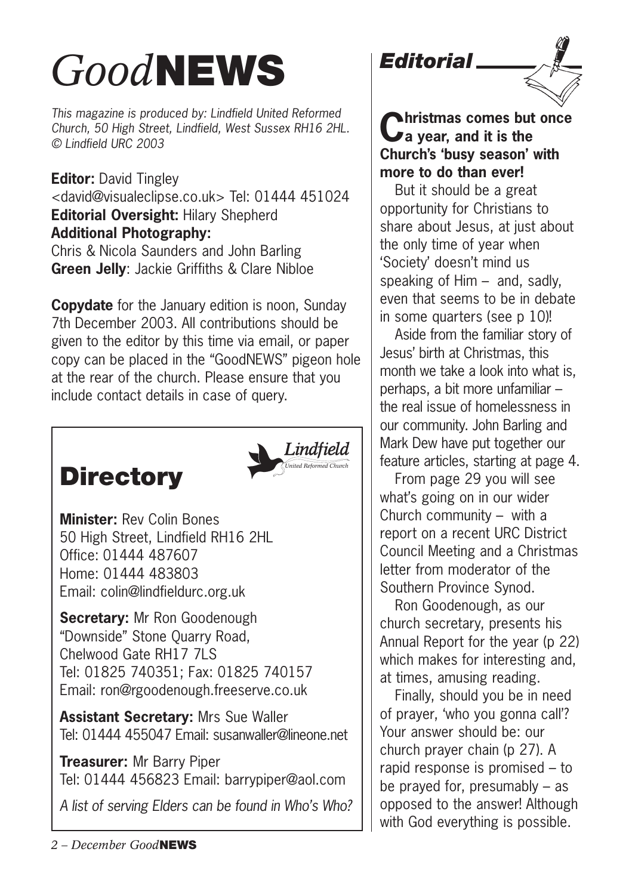# *Good*NEWS

*This magazine is produced by: Lindfield United Reformed Church, 50 High Street, Lindfield, West Sussex RH16 2HL. © Lindfield URC 2003*

**Editor:** David Tingley
<david@visualeclipse.co.uk> Tel: 01444 451024
**Editorial Oversight:** Hilary Shepherd
**Additional Photography:**
Chris & Nicola Saunders and John Barling
**Green Jelly**: Jackie Griffiths & Clare Nibloe

**Copydate** for the January edition is noon, Sunday 7th December 2003. All contributions should be given to the editor by this time via email, or paper copy can be placed in the "GoodNEWS" pigeon hole at the rear of the church. Please ensure that you include contact details in case of query.

## Directory

*Lindfield United Reformed Church*

**Minister:** Rev Colin Bones
50 High Street, Lindfield RH16 2HL
Office: 01444 487607
Home: 01444 483803
Email: colin@lindfieldurc.org.uk

**Secretary:** Mr Ron Goodenough
"Downside" Stone Quarry Road,
Chelwood Gate RH17 7LS
Tel: 01825 740351; Fax: 01825 740157
Email: ron@rgoodenough.freeserve.co.uk

**Assistant Secretary:** Mrs Sue Waller
Tel: 01444 455047 Email: susanwaller@lineone.net

**Treasurer:** Mr Barry Piper
Tel: 01444 456823 Email: barrypiper@aol.com

*A list of serving Elders can be found in Who's Who?*

## *Editorial*

**Christmas comes but once a year, and it is the Church's 'busy season' with more to do than ever!**

But it should be a great opportunity for Christians to share about Jesus, at just about the only time of year when 'Society' doesn't mind us speaking of Him – and, sadly, even that seems to be in debate in some quarters (see p 10)!

Aside from the familiar story of Jesus' birth at Christmas, this month we take a look into what is, perhaps, a bit more unfamiliar – the real issue of homelessness in our community. John Barling and Mark Dew have put together our feature articles, starting at page 4.

From page 29 you will see what's going on in our wider Church community – with a report on a recent URC District Council Meeting and a Christmas letter from moderator of the Southern Province Synod.

Ron Goodenough, as our church secretary, presents his Annual Report for the year (p 22) which makes for interesting and, at times, amusing reading.

Finally, should you be in need of prayer, 'who you gonna call'? Your answer should be: our church prayer chain (p 27). A rapid response is promised – to be prayed for, presumably – as opposed to the answer! Although with God everything is possible.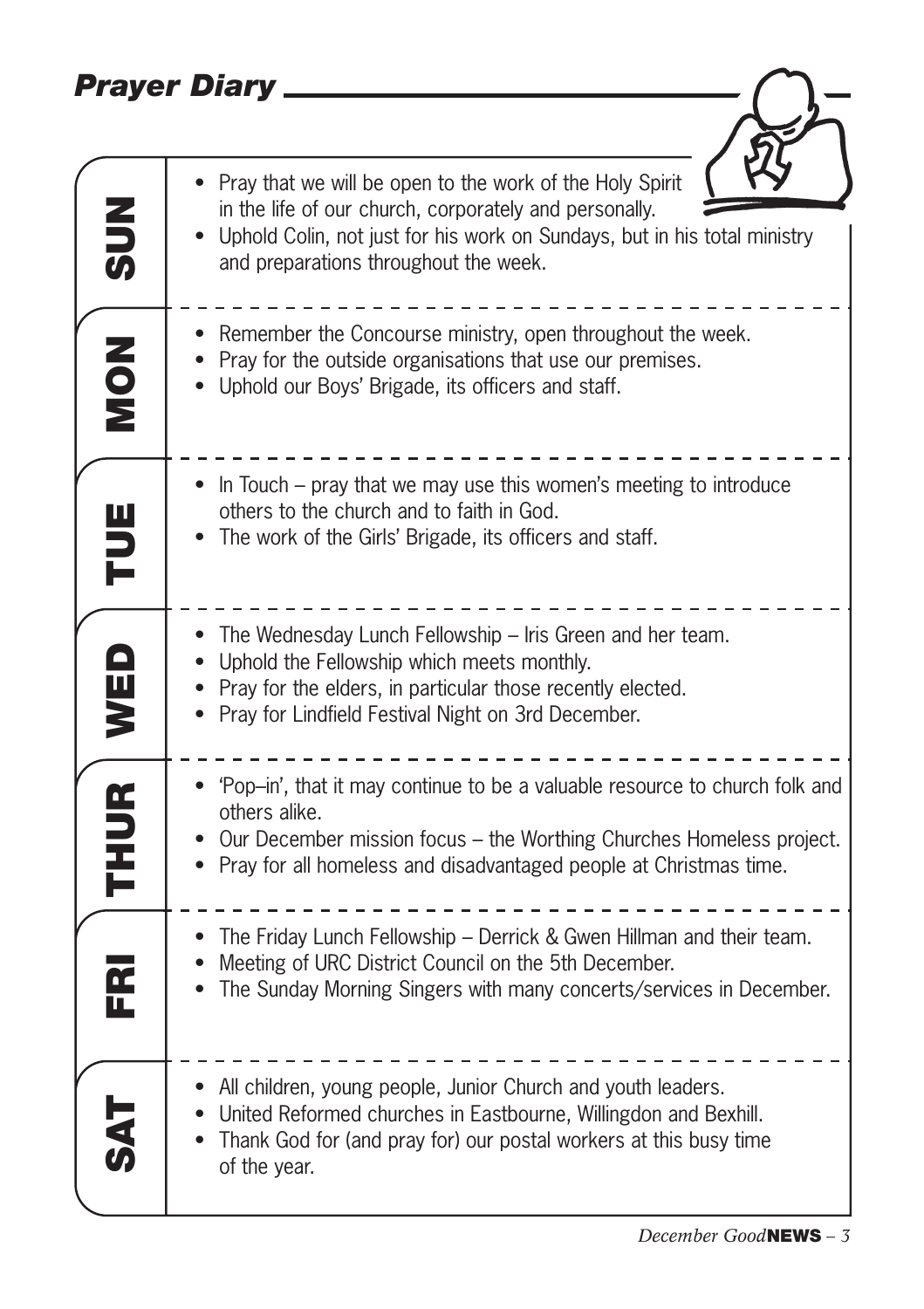## Prayer Diary

### SUN

- Pray that we will be open to the work of the Holy Spirit in the life of our church, corporately and personally.
- Uphold Colin, not just for his work on Sundays, but in his total ministry and preparations throughout the week.

### MON

- Remember the Concourse ministry, open throughout the week.
- Pray for the outside organisations that use our premises.
- Uphold our Boys' Brigade, its officers and staff.

### TUE

- In Touch – pray that we may use this women's meeting to introduce others to the church and to faith in God.
- The work of the Girls' Brigade, its officers and staff.

### WED

- The Wednesday Lunch Fellowship – Iris Green and her team.
- Uphold the Fellowship which meets monthly.
- Pray for the elders, in particular those recently elected.
- Pray for Lindfield Festival Night on 3rd December.

### THUR

- 'Pop–in', that it may continue to be a valuable resource to church folk and others alike.
- Our December mission focus – the Worthing Churches Homeless project.
- Pray for all homeless and disadvantaged people at Christmas time.

### FRI

- The Friday Lunch Fellowship – Derrick & Gwen Hillman and their team.
- Meeting of URC District Council on the 5th December.
- The Sunday Morning Singers with many concerts/services in December.

### SAT

- All children, young people, Junior Church and youth leaders.
- United Reformed churches in Eastbourne, Willingdon and Bexhill.
- Thank God for (and pray for) our postal workers at this busy time of the year.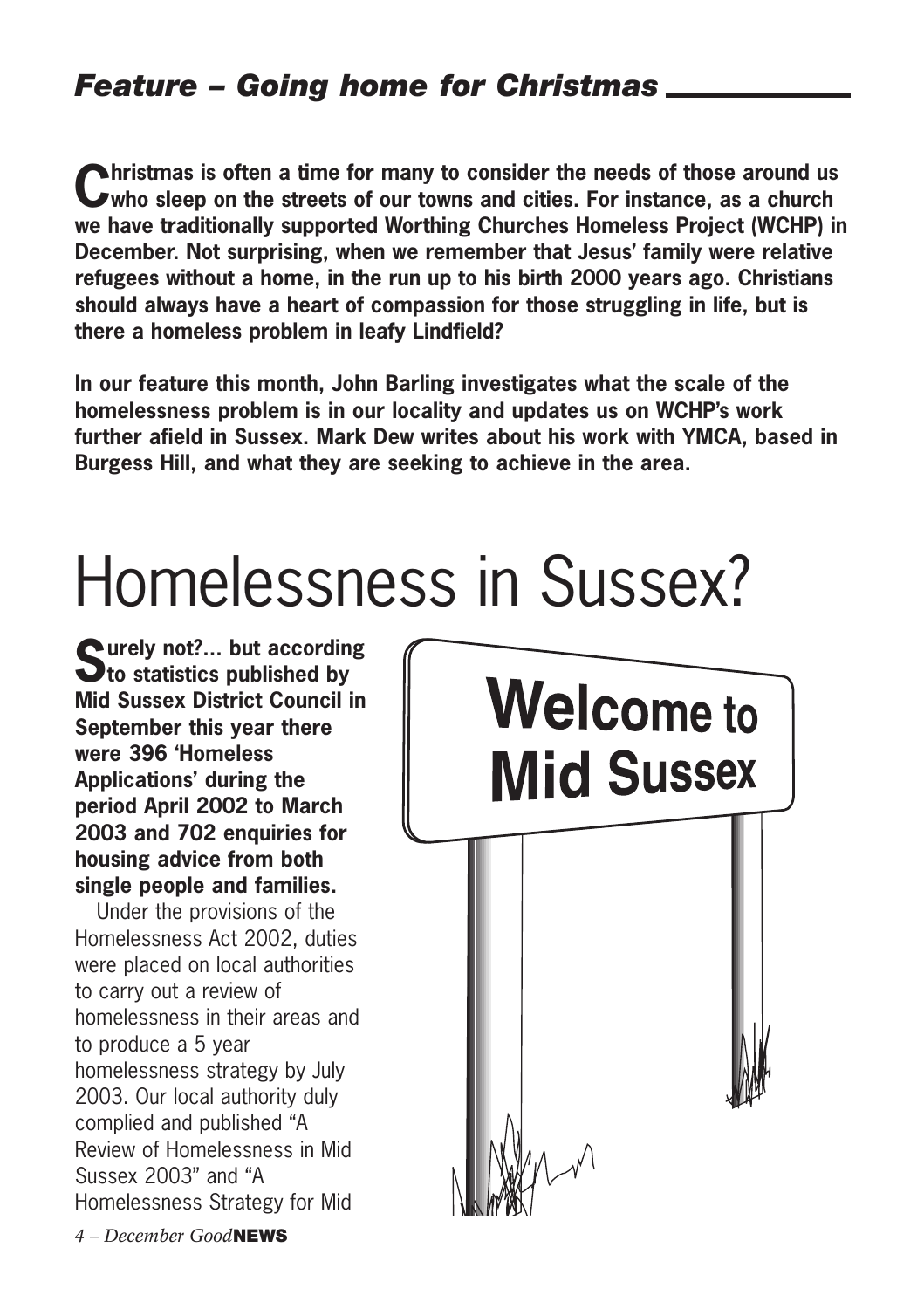## *Feature – Going home for Christmas*

**Christmas is often a time for many to consider the needs of those around us who sleep on the streets of our towns and cities. For instance, as a church we have traditionally supported Worthing Churches Homeless Project (WCHP) in December. Not surprising, when we remember that Jesus' family were relative refugees without a home, in the run up to his birth 2000 years ago. Christians should always have a heart of compassion for those struggling in life, but is there a homeless problem in leafy Lindfield?**

**In our feature this month, John Barling investigates what the scale of the homelessness problem is in our locality and updates us on WCHP's work further afield in Sussex. Mark Dew writes about his work with YMCA, based in Burgess Hill, and what they are seeking to achieve in the area.**

# Homelessness in Sussex?

**Surely not?... but according to statistics published by Mid Sussex District Council in September this year there were 396 'Homeless Applications' during the period April 2002 to March 2003 and 702 enquiries for housing advice from both single people and families.**

Under the provisions of the Homelessness Act 2002, duties were placed on local authorities to carry out a review of homelessness in their areas and to produce a 5 year homelessness strategy by July 2003. Our local authority duly complied and published "A Review of Homelessness in Mid Sussex 2003" and "A Homelessness Strategy for Mid

Welcome to Mid Sussex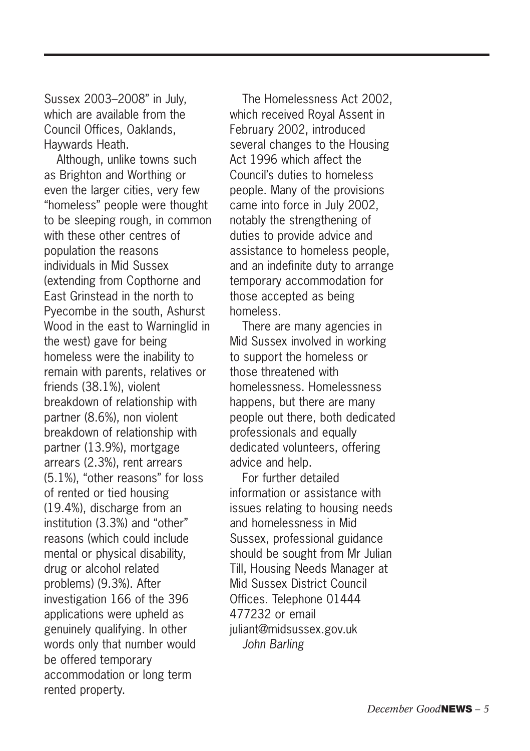Sussex 2003–2008" in July, which are available from the Council Offices, Oaklands, Haywards Heath.

Although, unlike towns such as Brighton and Worthing or even the larger cities, very few "homeless" people were thought to be sleeping rough, in common with these other centres of population the reasons individuals in Mid Sussex (extending from Copthorne and East Grinstead in the north to Pyecombe in the south, Ashurst Wood in the east to Warninglid in the west) gave for being homeless were the inability to remain with parents, relatives or friends (38.1%), violent breakdown of relationship with partner (8.6%), non violent breakdown of relationship with partner (13.9%), mortgage arrears (2.3%), rent arrears (5.1%), "other reasons" for loss of rented or tied housing (19.4%), discharge from an institution (3.3%) and "other" reasons (which could include mental or physical disability, drug or alcohol related problems) (9.3%). After investigation 166 of the 396 applications were upheld as genuinely qualifying. In other words only that number would be offered temporary accommodation or long term rented property.

The Homelessness Act 2002, which received Royal Assent in February 2002, introduced several changes to the Housing Act 1996 which affect the Council's duties to homeless people. Many of the provisions came into force in July 2002, notably the strengthening of duties to provide advice and assistance to homeless people, and an indefinite duty to arrange temporary accommodation for those accepted as being homeless.

There are many agencies in Mid Sussex involved in working to support the homeless or those threatened with homelessness. Homelessness happens, but there are many people out there, both dedicated professionals and equally dedicated volunteers, offering advice and help.

For further detailed information or assistance with issues relating to housing needs and homelessness in Mid Sussex, professional guidance should be sought from Mr Julian Till, Housing Needs Manager at Mid Sussex District Council Offices. Telephone 01444 477232 or email juliant@midsussex.gov.uk

*John Barling*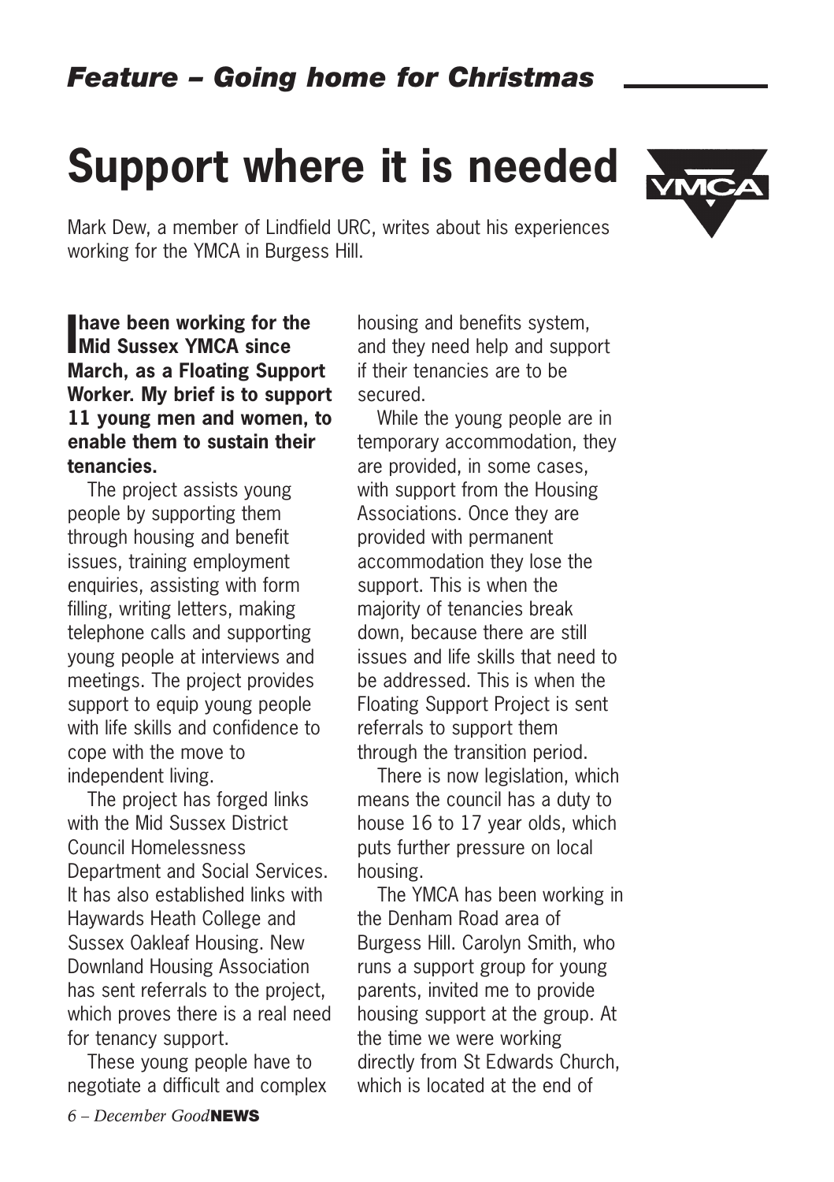*Feature – Going home for Christmas*

# Support where it is needed

Mark Dew, a member of Lindfield URC, writes about his experiences working for the YMCA in Burgess Hill.

**I have been working for the Mid Sussex YMCA since March, as a Floating Support Worker. My brief is to support 11 young men and women, to enable them to sustain their tenancies.**

The project assists young people by supporting them through housing and benefit issues, training employment enquiries, assisting with form filling, writing letters, making telephone calls and supporting young people at interviews and meetings. The project provides support to equip young people with life skills and confidence to cope with the move to independent living.

The project has forged links with the Mid Sussex District Council Homelessness Department and Social Services. It has also established links with Haywards Heath College and Sussex Oakleaf Housing. New Downland Housing Association has sent referrals to the project, which proves there is a real need for tenancy support.

These young people have to negotiate a difficult and complex housing and benefits system, and they need help and support if their tenancies are to be secured.

While the young people are in temporary accommodation, they are provided, in some cases, with support from the Housing Associations. Once they are provided with permanent accommodation they lose the support. This is when the majority of tenancies break down, because there are still issues and life skills that need to be addressed. This is when the Floating Support Project is sent referrals to support them through the transition period.

There is now legislation, which means the council has a duty to house 16 to 17 year olds, which puts further pressure on local housing.

The YMCA has been working in the Denham Road area of Burgess Hill. Carolyn Smith, who runs a support group for young parents, invited me to provide housing support at the group. At the time we were working directly from St Edwards Church, which is located at the end of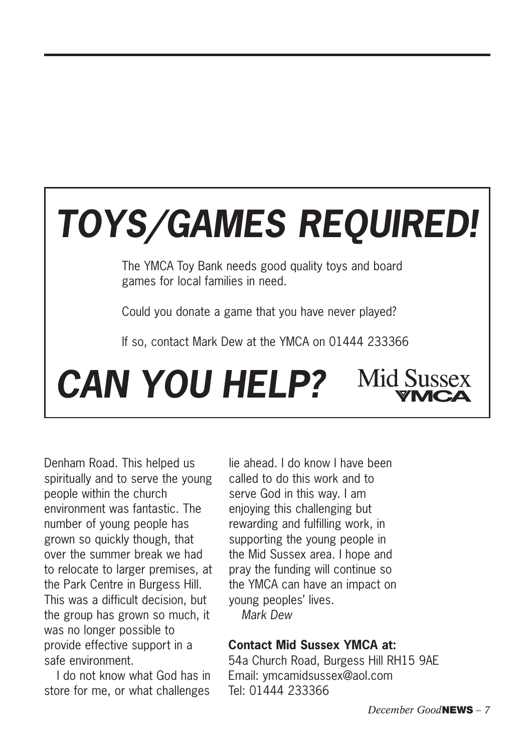# *TOYS/GAMES REQUIRED!*

The YMCA Toy Bank needs good quality toys and board games for local families in need.

Could you donate a game that you have never played?

If so, contact Mark Dew at the YMCA on 01444 233366

# *CAN YOU HELP?*

Mid Sussex YMCA

Denham Road. This helped us spiritually and to serve the young people within the church environment was fantastic. The number of young people has grown so quickly though, that over the summer break we had to relocate to larger premises, at the Park Centre in Burgess Hill. This was a difficult decision, but the group has grown so much, it was no longer possible to provide effective support in a safe environment.

I do not know what God has in store for me, or what challenges lie ahead. I do know I have been called to do this work and to serve God in this way. I am enjoying this challenging but rewarding and fulfilling work, in supporting the young people in the Mid Sussex area. I hope and pray the funding will continue so the YMCA can have an impact on young peoples' lives.

*Mark Dew*

**Contact Mid Sussex YMCA at:**
54a Church Road, Burgess Hill RH15 9AE
Email: ymcamidsussex@aol.com
Tel: 01444 233366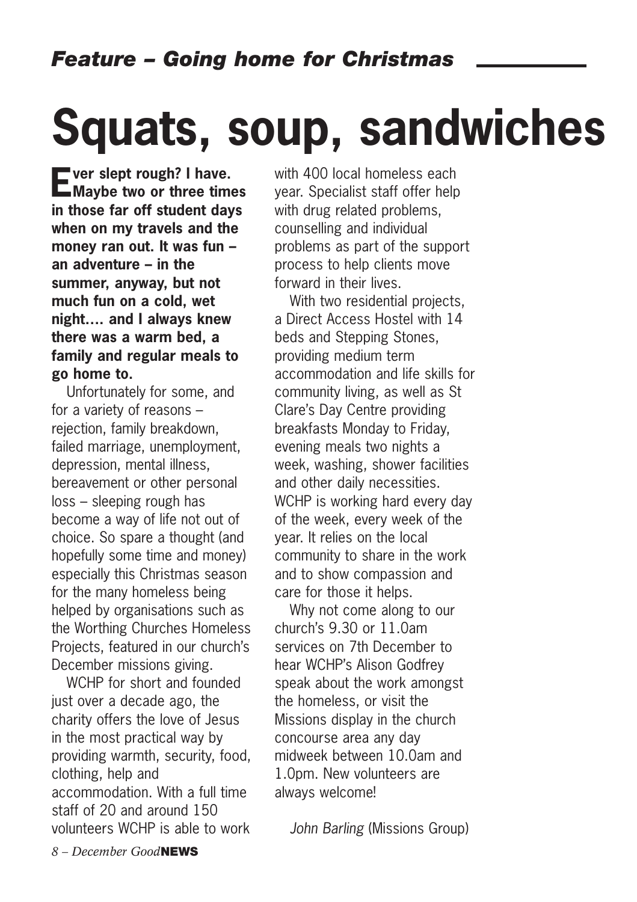*Feature – Going home for Christmas*

# Squats, soup, sandwiches

**Ever slept rough? I have. Maybe two or three times in those far off student days when on my travels and the money ran out. It was fun – an adventure – in the summer, anyway, but not much fun on a cold, wet night…. and I always knew there was a warm bed, a family and regular meals to go home to.**

Unfortunately for some, and for a variety of reasons – rejection, family breakdown, failed marriage, unemployment, depression, mental illness, bereavement or other personal loss – sleeping rough has become a way of life not out of choice. So spare a thought (and hopefully some time and money) especially this Christmas season for the many homeless being helped by organisations such as the Worthing Churches Homeless Projects, featured in our church's December missions giving.

WCHP for short and founded just over a decade ago, the charity offers the love of Jesus in the most practical way by providing warmth, security, food, clothing, help and accommodation. With a full time staff of 20 and around 150 volunteers WCHP is able to work with 400 local homeless each year. Specialist staff offer help with drug related problems, counselling and individual problems as part of the support process to help clients move forward in their lives.

With two residential projects, a Direct Access Hostel with 14 beds and Stepping Stones, providing medium term accommodation and life skills for community living, as well as St Clare's Day Centre providing breakfasts Monday to Friday, evening meals two nights a week, washing, shower facilities and other daily necessities. WCHP is working hard every day of the week, every week of the year. It relies on the local community to share in the work and to show compassion and care for those it helps.

Why not come along to our church's 9.30 or 11.0am services on 7th December to hear WCHP's Alison Godfrey speak about the work amongst the homeless, or visit the Missions display in the church concourse area any day midweek between 10.0am and 1.0pm. New volunteers are always welcome!

*John Barling* (Missions Group)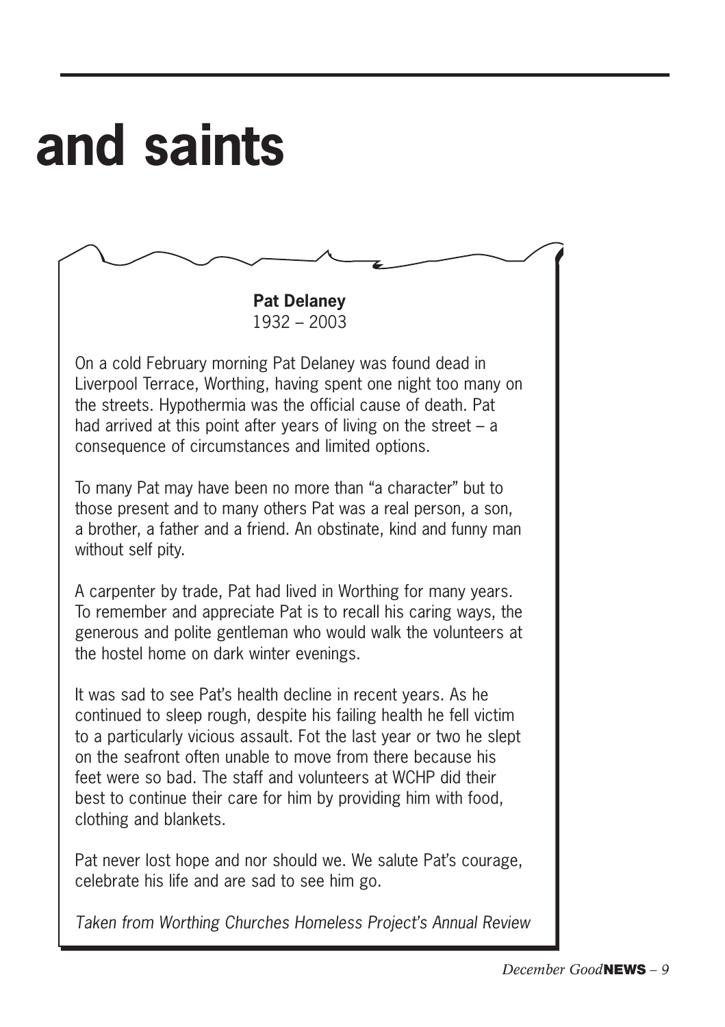# and saints

**Pat Delaney**
1932 – 2003

On a cold February morning Pat Delaney was found dead in Liverpool Terrace, Worthing, having spent one night too many on the streets. Hypothermia was the official cause of death. Pat had arrived at this point after years of living on the street – a consequence of circumstances and limited options.

To many Pat may have been no more than "a character" but to those present and to many others Pat was a real person, a son, a brother, a father and a friend. An obstinate, kind and funny man without self pity.

A carpenter by trade, Pat had lived in Worthing for many years. To remember and appreciate Pat is to recall his caring ways, the generous and polite gentleman who would walk the volunteers at the hostel home on dark winter evenings.

It was sad to see Pat's health decline in recent years. As he continued to sleep rough, despite his failing health he fell victim to a particularly vicious assault. Fot the last year or two he slept on the seafront often unable to move from there because his feet were so bad. The staff and volunteers at WCHP did their best to continue their care for him by providing him with food, clothing and blankets.

Pat never lost hope and nor should we. We salute Pat's courage, celebrate his life and are sad to see him go.

*Taken from Worthing Churches Homeless Project's Annual Review*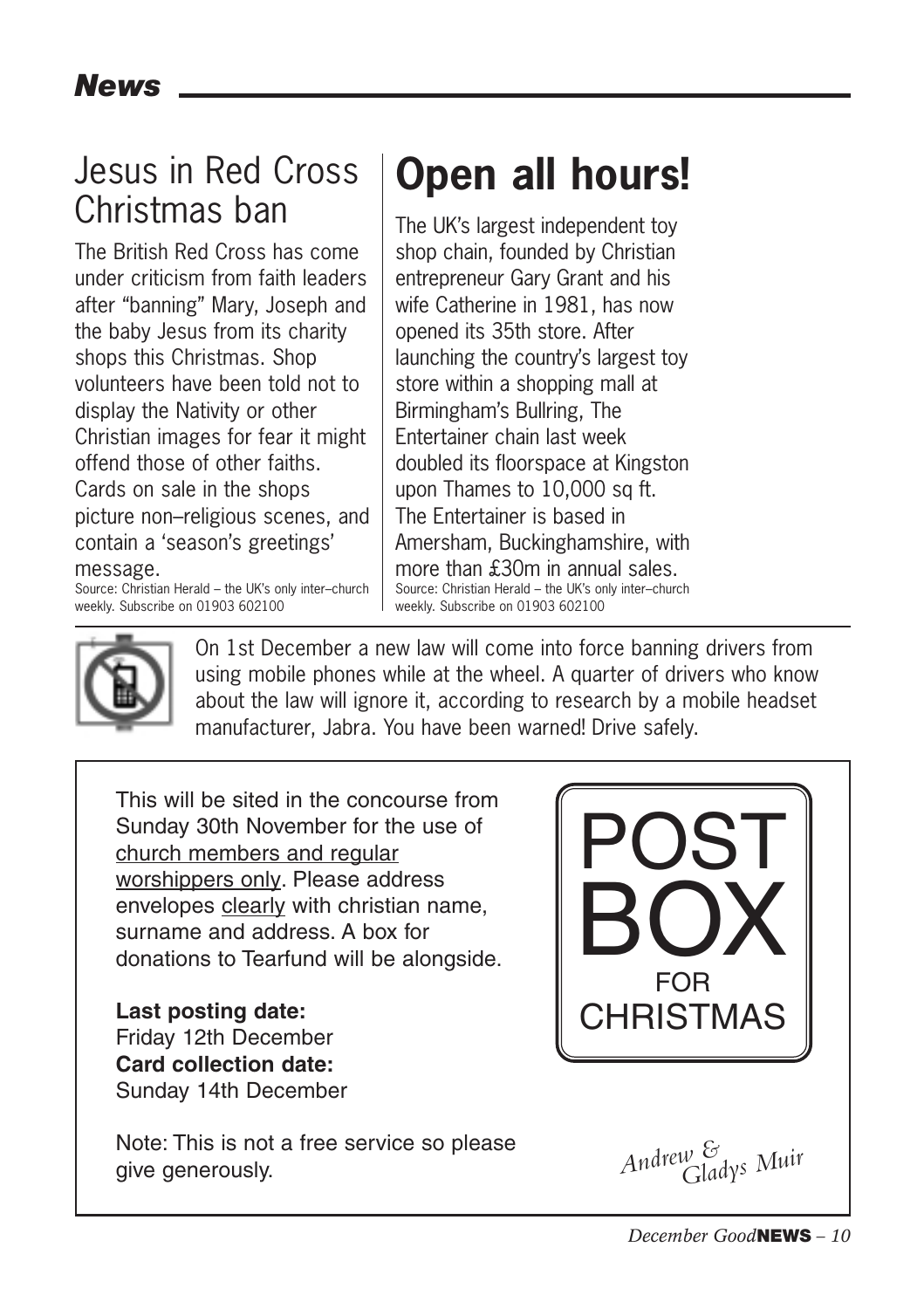## News

## Jesus in Red Cross Christmas ban

The British Red Cross has come under criticism from faith leaders after "banning" Mary, Joseph and the baby Jesus from its charity shops this Christmas. Shop volunteers have been told not to display the Nativity or other Christian images for fear it might offend those of other faiths. Cards on sale in the shops picture non–religious scenes, and contain a 'season's greetings' message.

Source: Christian Herald – the UK's only inter–church weekly. Subscribe on 01903 602100

# Open all hours!

The UK's largest independent toy shop chain, founded by Christian entrepreneur Gary Grant and his wife Catherine in 1981, has now opened its 35th store. After launching the country's largest toy store within a shopping mall at Birmingham's Bullring, The Entertainer chain last week doubled its floorspace at Kingston upon Thames to 10,000 sq ft. The Entertainer is based in Amersham, Buckinghamshire, with more than £30m in annual sales.

Source: Christian Herald – the UK's only inter–church weekly. Subscribe on 01903 602100

On 1st December a new law will come into force banning drivers from using mobile phones while at the wheel. A quarter of drivers who know about the law will ignore it, according to research by a mobile headset manufacturer, Jabra. You have been warned! Drive safely.

## POST BOX FOR CHRISTMAS

This will be sited in the concourse from Sunday 30th November for the use of church members and regular worshippers only. Please address envelopes clearly with christian name, surname and address. A box for donations to Tearfund will be alongside.

**Last posting date:**
Friday 12th December
**Card collection date:**
Sunday 14th December

Note: This is not a free service so please give generously.

*Andrew & Gladys Muir*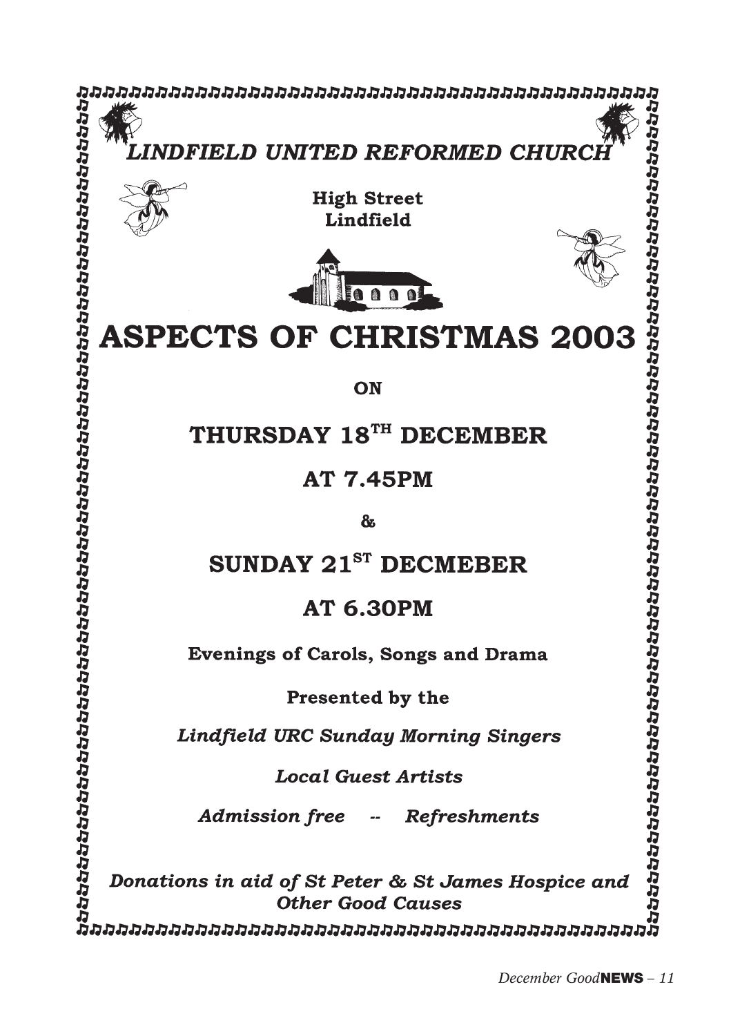*LINDFIELD UNITED REFORMED CHURCH*

**High Street**
**Lindfield**

# ASPECTS OF CHRISTMAS 2003

**ON**

## THURSDAY 18TH DECEMBER

## AT 7.45PM

**&**

## SUNDAY 21ST DECMEBER

## AT 6.30PM

**Evenings of Carols, Songs and Drama**

**Presented by the**

***Lindfield URC Sunday Morning Singers***

***Local Guest Artists***

***Admission free -- Refreshments***

***Donations in aid of St Peter & St James Hospice and Other Good Causes***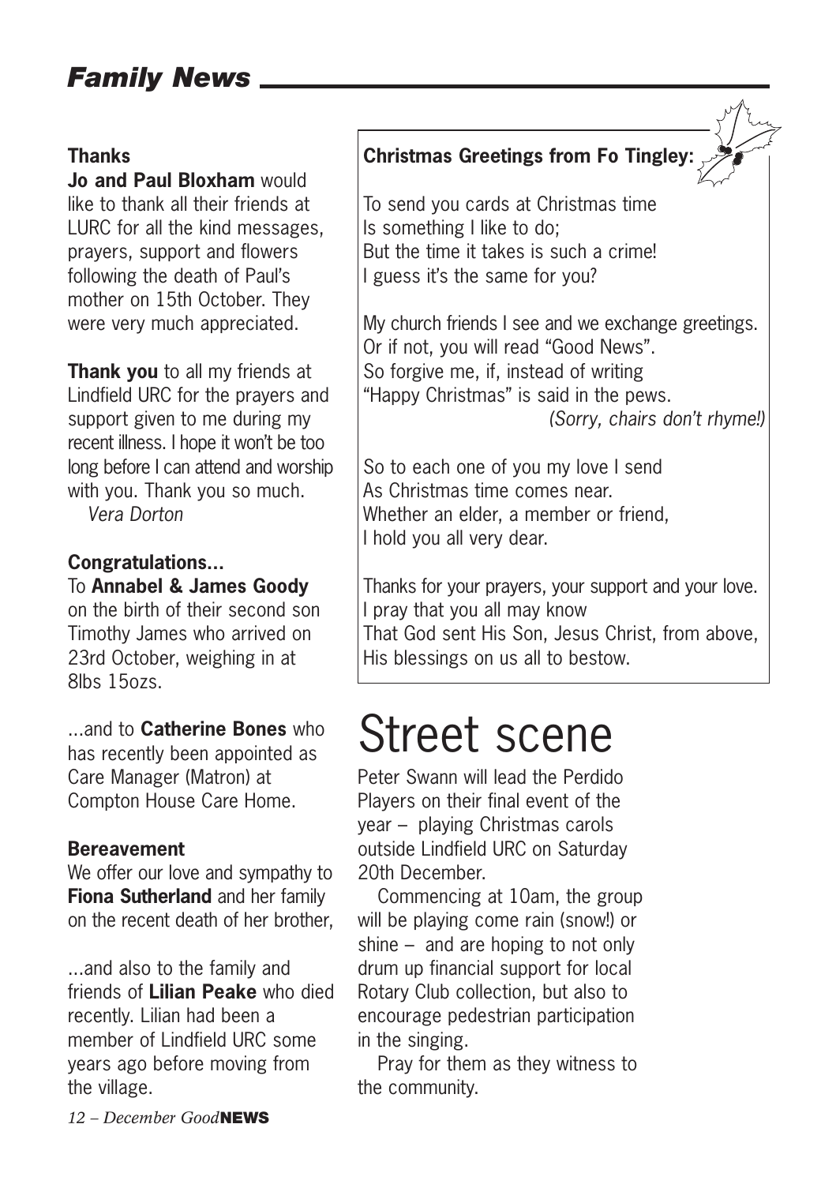## Family News

**Thanks**

**Jo and Paul Bloxham** would like to thank all their friends at LURC for all the kind messages, prayers, support and flowers following the death of Paul's mother on 15th October. They were very much appreciated.

**Thank you** to all my friends at Lindfield URC for the prayers and support given to me during my recent illness. I hope it won't be too long before I can attend and worship with you. Thank you so much.

*Vera Dorton*

**Congratulations...**

To **Annabel & James Goody** on the birth of their second son Timothy James who arrived on 23rd October, weighing in at 8lbs 15ozs.

...and to **Catherine Bones** who has recently been appointed as Care Manager (Matron) at Compton House Care Home.

**Bereavement**

We offer our love and sympathy to **Fiona Sutherland** and her family on the recent death of her brother,

...and also to the family and friends of **Lilian Peake** who died recently. Lilian had been a member of Lindfield URC some years ago before moving from the village.

**Christmas Greetings from Fo Tingley:**

To send you cards at Christmas time
Is something I like to do;
But the time it takes is such a crime!
I guess it's the same for you?

My church friends I see and we exchange greetings.
Or if not, you will read "Good News".
So forgive me, if, instead of writing
"Happy Christmas" is said in the pews.
*(Sorry, chairs don't rhyme!)*

So to each one of you my love I send
As Christmas time comes near.
Whether an elder, a member or friend,
I hold you all very dear.

Thanks for your prayers, your support and your love.
I pray that you all may know
That God sent His Son, Jesus Christ, from above,
His blessings on us all to bestow.

# Street scene

Peter Swann will lead the Perdido Players on their final event of the year – playing Christmas carols outside Lindfield URC on Saturday 20th December.

Commencing at 10am, the group will be playing come rain (snow!) or shine – and are hoping to not only drum up financial support for local Rotary Club collection, but also to encourage pedestrian participation in the singing.

Pray for them as they witness to the community.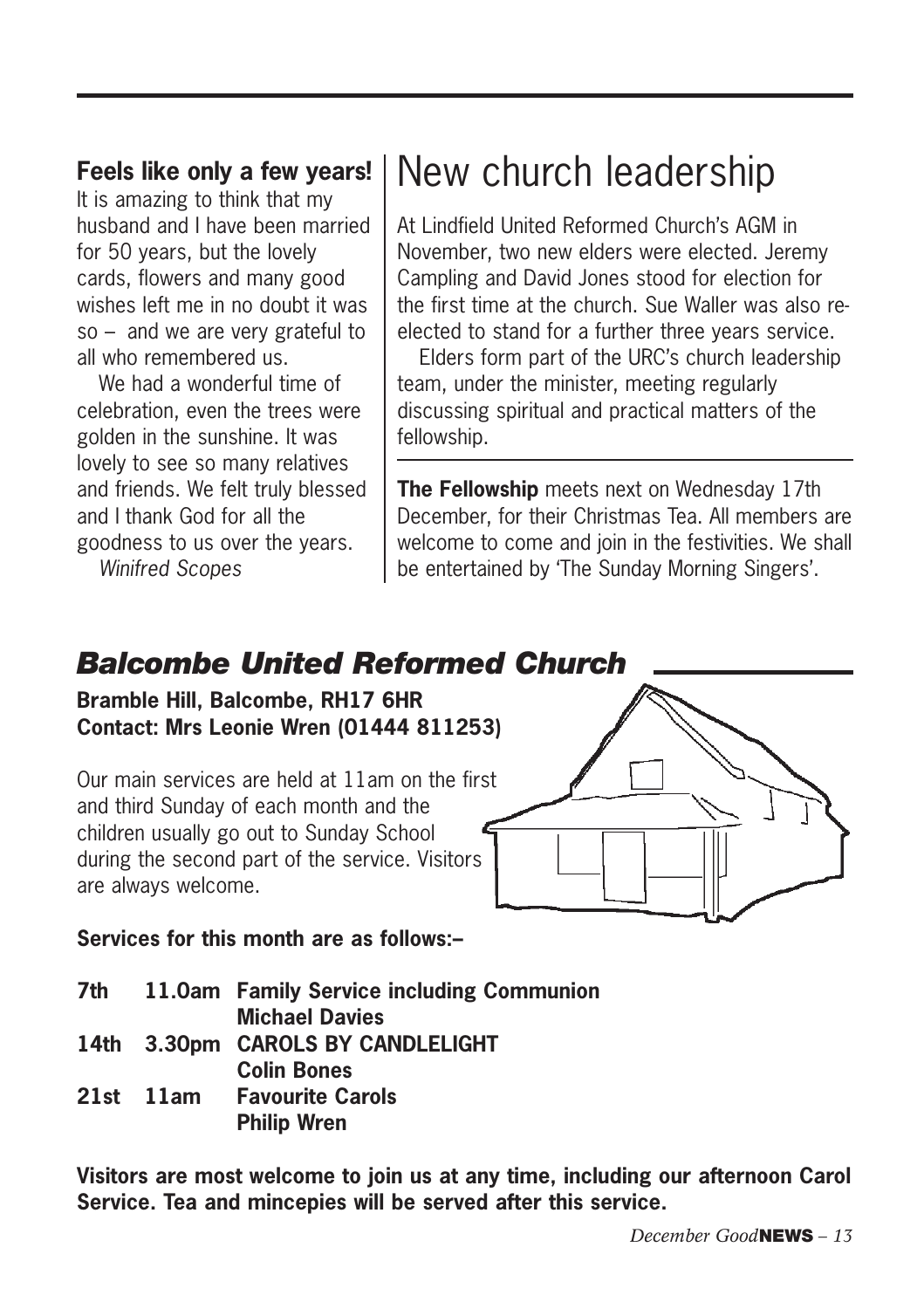**Feels like only a few years!**

It is amazing to think that my husband and I have been married for 50 years, but the lovely cards, flowers and many good wishes left me in no doubt it was so – and we are very grateful to all who remembered us.

We had a wonderful time of celebration, even the trees were golden in the sunshine. It was lovely to see so many relatives and friends. We felt truly blessed and I thank God for all the goodness to us over the years.

*Winifred Scopes*

# New church leadership

At Lindfield United Reformed Church's AGM in November, two new elders were elected. Jeremy Campling and David Jones stood for election for the first time at the church. Sue Waller was also re-elected to stand for a further three years service.

Elders form part of the URC's church leadership team, under the minister, meeting regularly discussing spiritual and practical matters of the fellowship.

**The Fellowship** meets next on Wednesday 17th December, for their Christmas Tea. All members are welcome to come and join in the festivities. We shall be entertained by 'The Sunday Morning Singers'.

## *Balcombe United Reformed Church*

**Bramble Hill, Balcombe, RH17 6HR**
**Contact: Mrs Leonie Wren (01444 811253)**

Our main services are held at 11am on the first and third Sunday of each month and the children usually go out to Sunday School during the second part of the service. Visitors are always welcome.

**Services for this month are as follows:–**

| | | |
|---|---|---|
| **7th** | **11.0am** | **Family Service including Communion** <br> **Michael Davies** |
| **14th** | **3.30pm** | **CAROLS BY CANDLELIGHT** <br> **Colin Bones** |
| **21st** | **11am** | **Favourite Carols** <br> **Philip Wren** |

**Visitors are most welcome to join us at any time, including our afternoon Carol Service. Tea and mincepies will be served after this service.**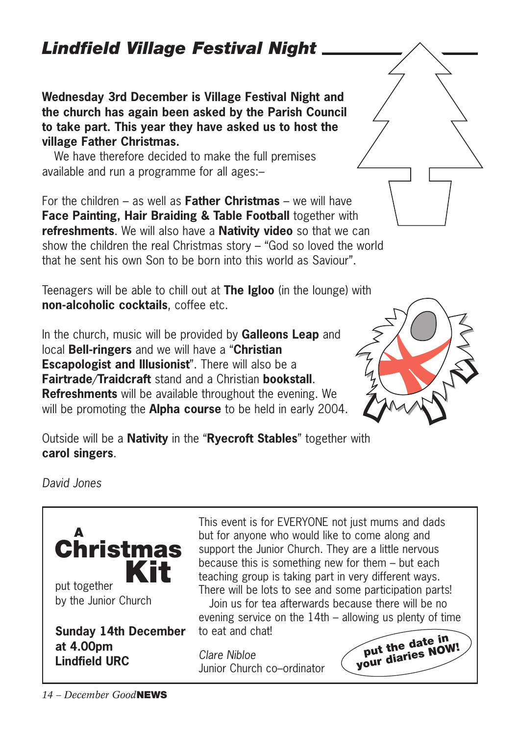## *Lindfield Village Festival Night*

**Wednesday 3rd December is Village Festival Night and the church has again been asked by the Parish Council to take part. This year they have asked us to host the village Father Christmas.**

We have therefore decided to make the full premises available and run a programme for all ages:–

For the children – as well as **Father Christmas** – we will have **Face Painting, Hair Braiding & Table Football** together with **refreshments**. We will also have a **Nativity video** so that we can show the children the real Christmas story – "God so loved the world that he sent his own Son to be born into this world as Saviour".

Teenagers will be able to chill out at **The Igloo** (in the lounge) with **non-alcoholic cocktails**, coffee etc.

In the church, music will be provided by **Galleons Leap** and local **Bell-ringers** and we will have a "**Christian Escapologist and Illusionist**". There will also be a **Fairtrade/Traidcraft** stand and a Christian **bookstall**. **Refreshments** will be available throughout the evening. We will be promoting the **Alpha course** to be held in early 2004.

Outside will be a **Nativity** in the "**Ryecroft Stables**" together with **carol singers**.

*David Jones*

---

## A Christmas Kit

put together by the Junior Church

**Sunday 14th December at 4.00pm Lindfield URC**

This event is for EVERYONE not just mums and dads but for anyone who would like to come along and support the Junior Church. They are a little nervous because this is something new for them – but each teaching group is taking part in very different ways. There will be lots to see and some participation parts!

Join us for tea afterwards because there will be no evening service on the 14th – allowing us plenty of time to eat and chat!

*Clare Nibloe*
Junior Church co–ordinator

**put the date in your diaries NOW!**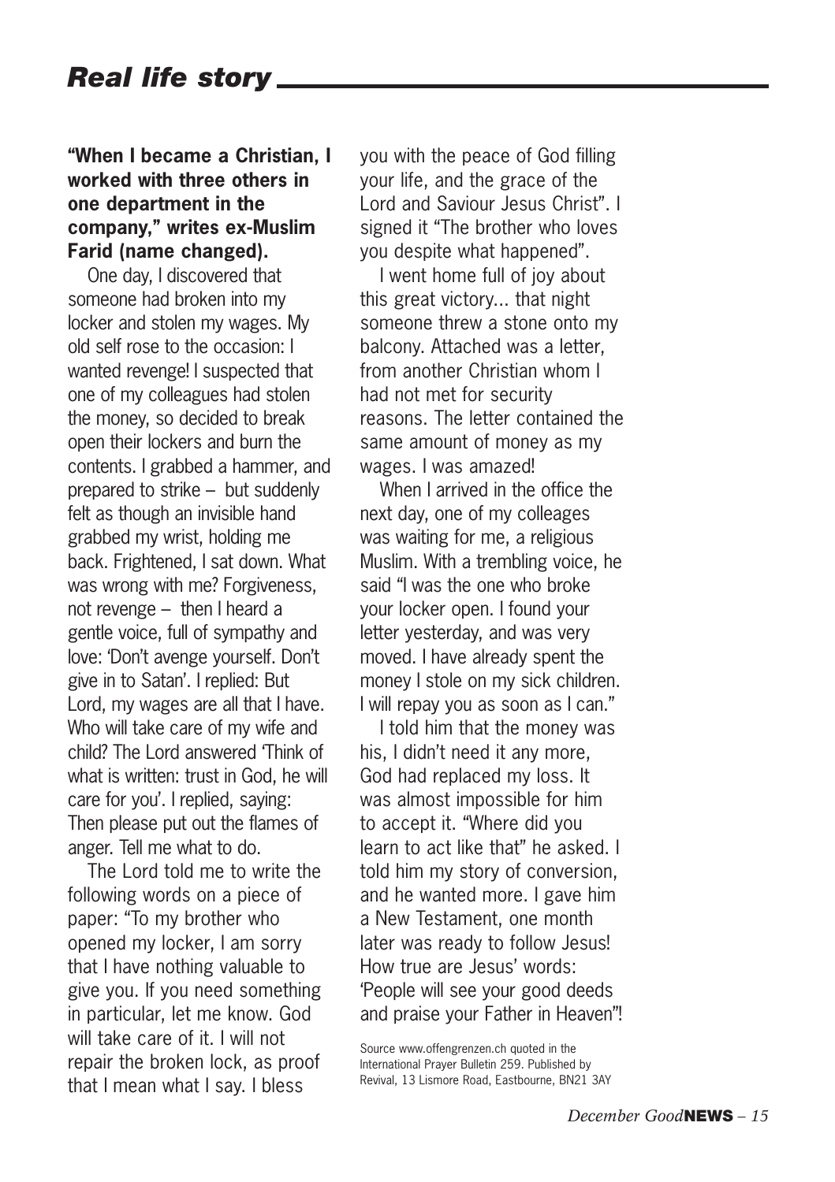## *Real life story*

**"When I became a Christian, I worked with three others in one department in the company," writes ex-Muslim Farid (name changed).**

One day, I discovered that someone had broken into my locker and stolen my wages. My old self rose to the occasion: I wanted revenge! I suspected that one of my colleagues had stolen the money, so decided to break open their lockers and burn the contents. I grabbed a hammer, and prepared to strike – but suddenly felt as though an invisible hand grabbed my wrist, holding me back. Frightened, I sat down. What was wrong with me? Forgiveness, not revenge – then I heard a gentle voice, full of sympathy and love: 'Don't avenge yourself. Don't give in to Satan'. I replied: But Lord, my wages are all that I have. Who will take care of my wife and child? The Lord answered 'Think of what is written: trust in God, he will care for you'. I replied, saying: Then please put out the flames of anger. Tell me what to do.

The Lord told me to write the following words on a piece of paper: "To my brother who opened my locker, I am sorry that I have nothing valuable to give you. If you need something in particular, let me know. God will take care of it. I will not repair the broken lock, as proof that I mean what I say. I bless you with the peace of God filling your life, and the grace of the Lord and Saviour Jesus Christ". I signed it "The brother who loves you despite what happened".

I went home full of joy about this great victory... that night someone threw a stone onto my balcony. Attached was a letter, from another Christian whom I had not met for security reasons. The letter contained the same amount of money as my wages. I was amazed!

When I arrived in the office the next day, one of my colleages was waiting for me, a religious Muslim. With a trembling voice, he said "I was the one who broke your locker open. I found your letter yesterday, and was very moved. I have already spent the money I stole on my sick children. I will repay you as soon as I can."

I told him that the money was his, I didn't need it any more, God had replaced my loss. It was almost impossible for him to accept it. "Where did you learn to act like that" he asked. I told him my story of conversion, and he wanted more. I gave him a New Testament, one month later was ready to follow Jesus! How true are Jesus' words: 'People will see your good deeds and praise your Father in Heaven"!

Source www.offengrenzen.ch quoted in the International Prayer Bulletin 259. Published by Revival, 13 Lismore Road, Eastbourne, BN21 3AY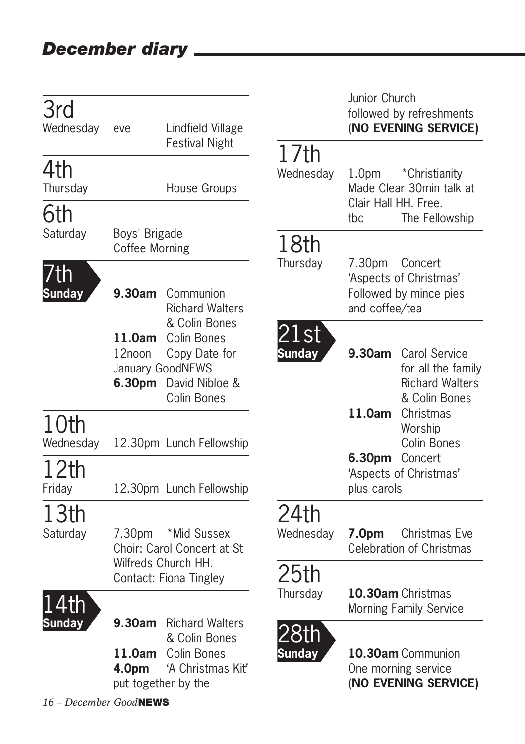# December diary

## 3rd
Wednesday — eve — Lindfield Village Festival Night

## 4th
Thursday — House Groups

## 6th
Saturday — Boys' Brigade Coffee Morning

## 7th
**Sunday**

**9.30am** Communion Richard Walters & Colin Bones
**11.0am** Colin Bones
12noon Copy Date for January GoodNEWS
**6.30pm** David Nibloe & Colin Bones

## 10th
Wednesday — 12.30pm Lunch Fellowship

## 12th
Friday — 12.30pm Lunch Fellowship

## 13th
Saturday — 7.30pm *Mid Sussex Choir: Carol Concert at St Wilfreds Church HH. Contact: Fiona Tingley

## 14th
**Sunday**

**9.30am** Richard Walters & Colin Bones
**11.0am** Colin Bones
**4.0pm** 'A Christmas Kit' put together by the Junior Church followed by refreshments
**(NO EVENING SERVICE)**

## 17th
Wednesday — 1.0pm *Christianity Made Clear 30min talk at Clair Hall HH. Free.
tbc The Fellowship

## 18th
Thursday — 7.30pm Concert 'Aspects of Christmas' Followed by mince pies and coffee/tea

## 21st
**Sunday**

**9.30am** Carol Service for all the family Richard Walters & Colin Bones
**11.0am** Christmas Worship Colin Bones
**6.30pm** Concert 'Aspects of Christmas' plus carols

## 24th
Wednesday — **7.0pm** Christmas Eve Celebration of Christmas

## 25th
Thursday — **10.30am** Christmas Morning Family Service

## 28th
**Sunday**

**10.30am** Communion One morning service
**(NO EVENING SERVICE)**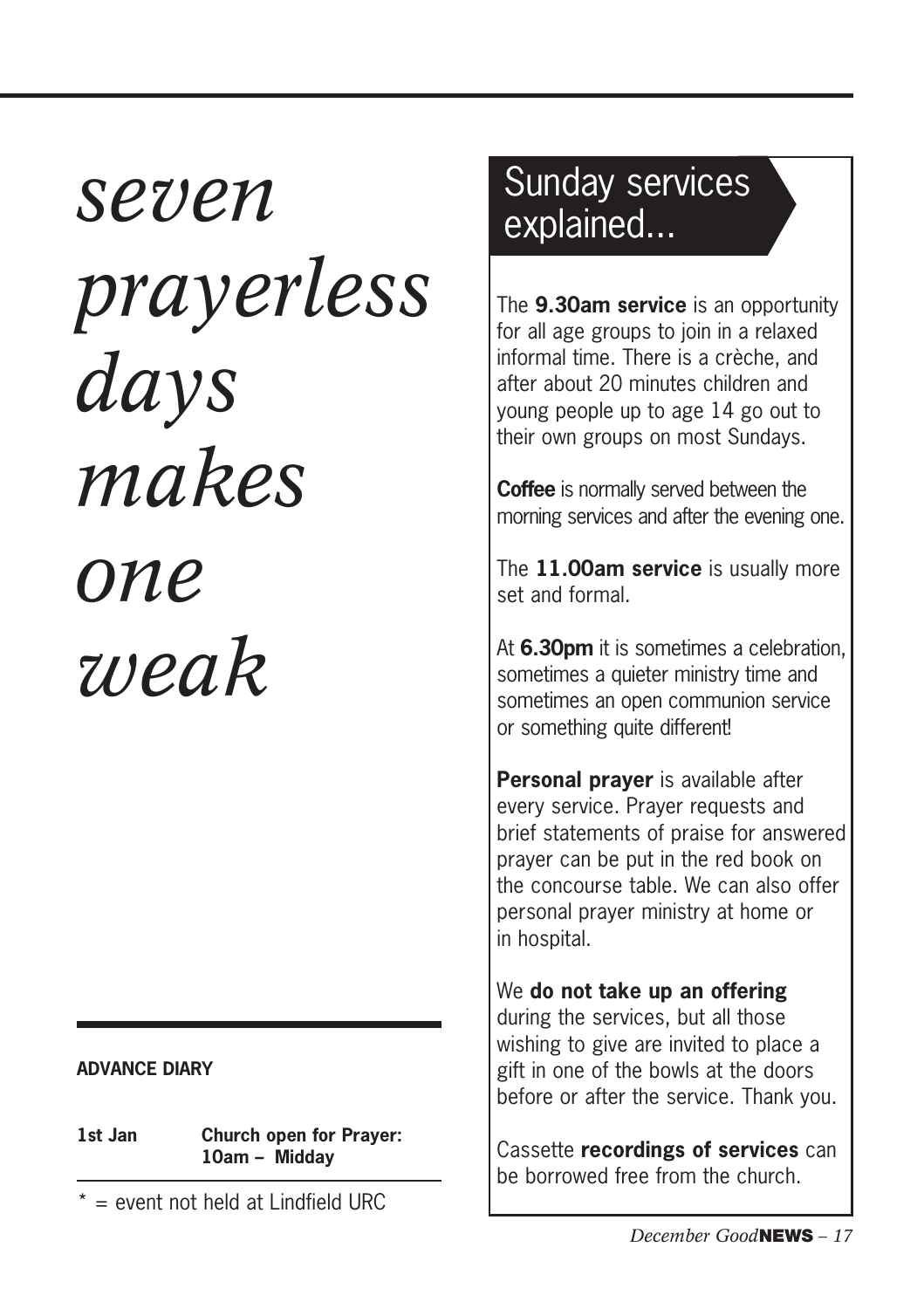*seven prayerless days makes one weak*

**ADVANCE DIARY**

| | |
|---|---|
| **1st Jan** | **Church open for Prayer: 10am – Midday** |

\* = event not held at Lindfield URC

## Sunday services explained...

The **9.30am service** is an opportunity for all age groups to join in a relaxed informal time. There is a crèche, and after about 20 minutes children and young people up to age 14 go out to their own groups on most Sundays.

**Coffee** is normally served between the morning services and after the evening one.

The **11.00am service** is usually more set and formal.

At **6.30pm** it is sometimes a celebration, sometimes a quieter ministry time and sometimes an open communion service or something quite different!

**Personal prayer** is available after every service. Prayer requests and brief statements of praise for answered prayer can be put in the red book on the concourse table. We can also offer personal prayer ministry at home or in hospital.

We **do not take up an offering** during the services, but all those wishing to give are invited to place a gift in one of the bowls at the doors before or after the service. Thank you.

Cassette **recordings of services** can be borrowed free from the church.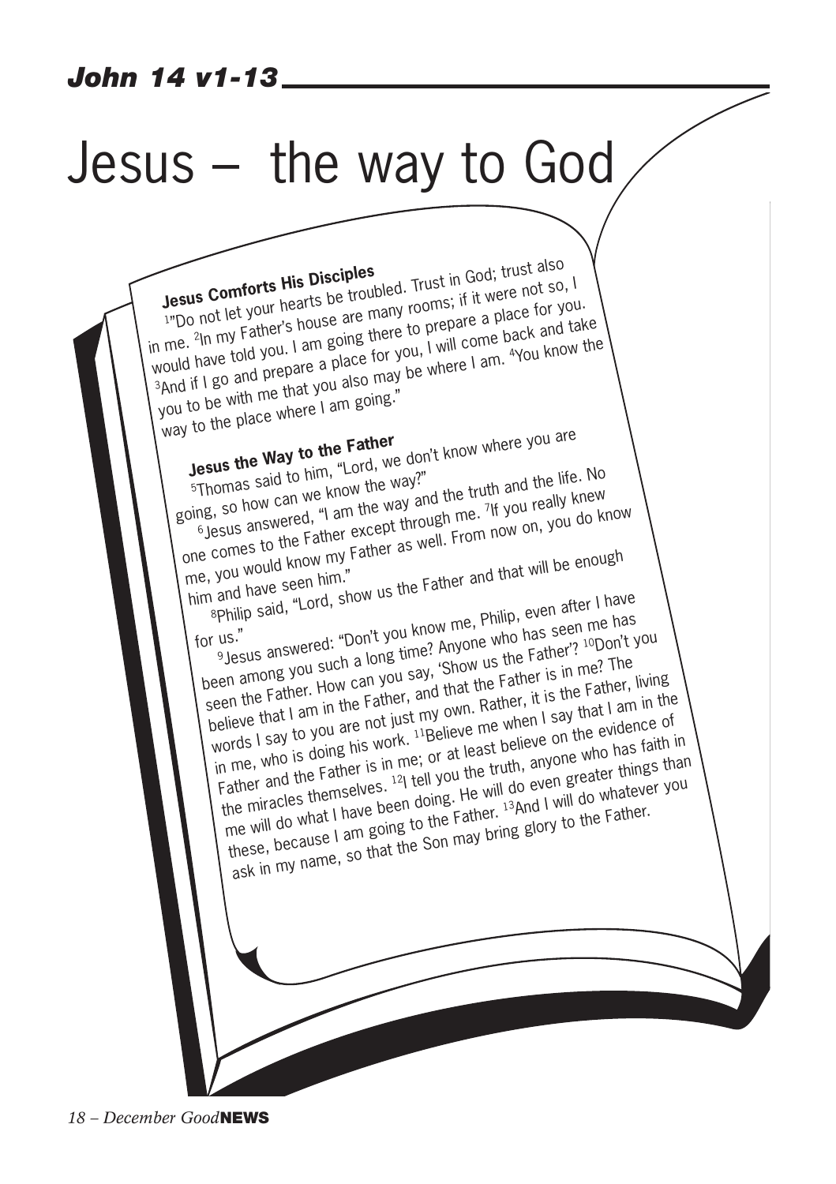*John 14 v1-13*

# Jesus – the way to God

**Jesus Comforts His Disciples**

[1]"Do not let your hearts be troubled. Trust in God; trust also in me. [2]In my Father's house are many rooms; if it were not so, I would have told you. I am going there to prepare a place for you. [3]And if I go and prepare a place for you, I will come back and take you to be with me that you also may be where I am. [4]You know the way to the place where I am going."

**Jesus the Way to the Father**

[5]Thomas said to him, "Lord, we don't know where you are going, so how can we know the way?"

[6]Jesus answered, "I am the way and the truth and the life. No one comes to the Father except through me. [7]If you really knew me, you would know my Father as well. From now on, you do know him and have seen him."

[8]Philip said, "Lord, show us the Father and that will be enough for us."

[9]Jesus answered: "Don't you know me, Philip, even after I have been among you such a long time? Anyone who has seen me has seen the Father. How can you say, 'Show us the Father'? [10]Don't you believe that I am in the Father, and that the Father is in me? The words I say to you are not just my own. Rather, it is the Father, living in me, who is doing his work. [11]Believe me when I say that I am in the Father and the Father is in me; or at least believe on the evidence of the miracles themselves. [12]I tell you the truth, anyone who has faith in me will do what I have been doing. He will do even greater things than these, because I am going to the Father. [13]And I will do whatever you ask in my name, so that the Son may bring glory to the Father.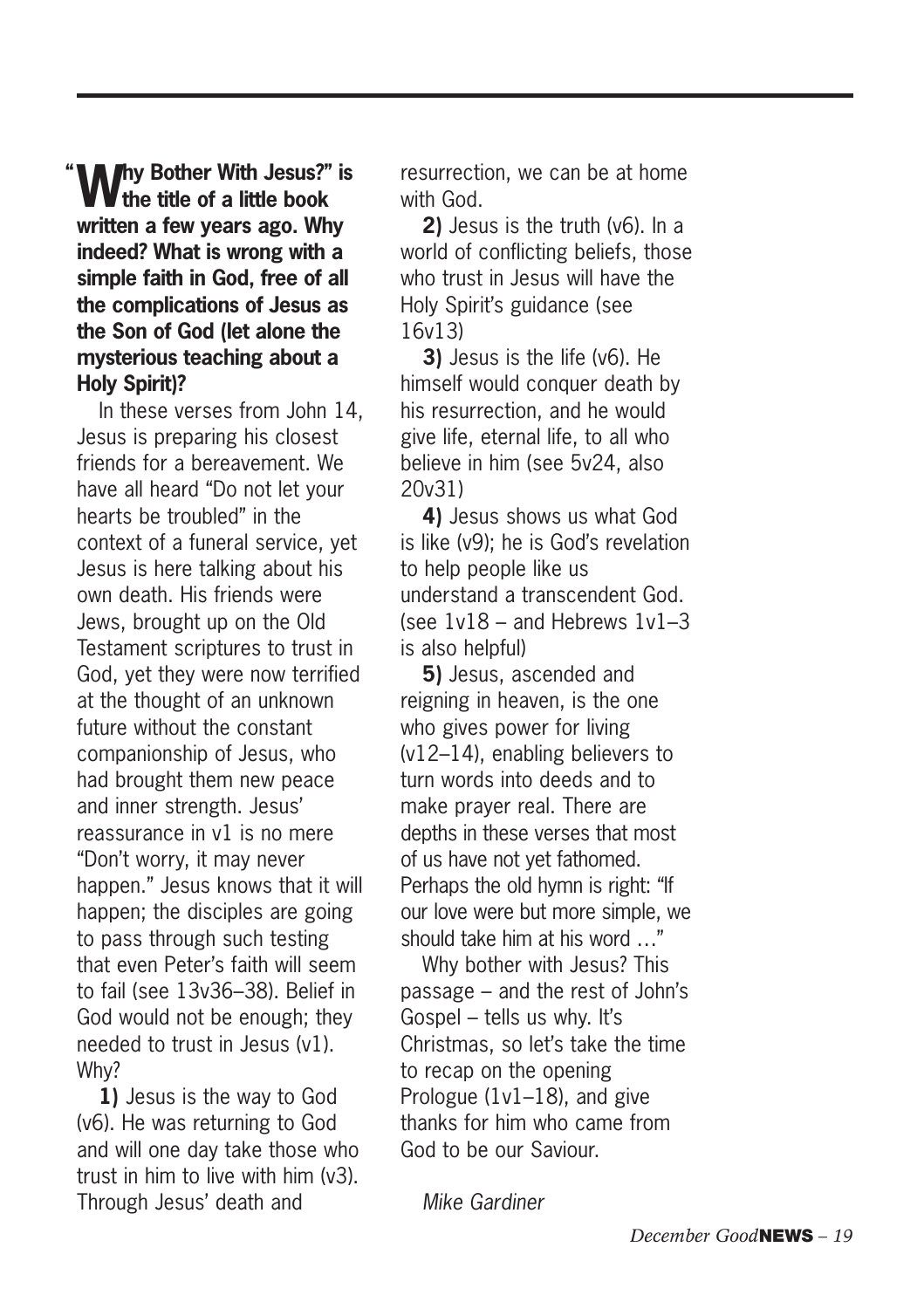**"Why Bother With Jesus?" is the title of a little book written a few years ago. Why indeed? What is wrong with a simple faith in God, free of all the complications of Jesus as the Son of God (let alone the mysterious teaching about a Holy Spirit)?**

In these verses from John 14, Jesus is preparing his closest friends for a bereavement. We have all heard "Do not let your hearts be troubled" in the context of a funeral service, yet Jesus is here talking about his own death. His friends were Jews, brought up on the Old Testament scriptures to trust in God, yet they were now terrified at the thought of an unknown future without the constant companionship of Jesus, who had brought them new peace and inner strength. Jesus' reassurance in v1 is no mere "Don't worry, it may never happen." Jesus knows that it will happen; the disciples are going to pass through such testing that even Peter's faith will seem to fail (see 13v36–38). Belief in God would not be enough; they needed to trust in Jesus (v1). Why?

**1)** Jesus is the way to God (v6). He was returning to God and will one day take those who trust in him to live with him (v3). Through Jesus' death and resurrection, we can be at home with God.

**2)** Jesus is the truth (v6). In a world of conflicting beliefs, those who trust in Jesus will have the Holy Spirit's guidance (see 16v13)

**3)** Jesus is the life (v6). He himself would conquer death by his resurrection, and he would give life, eternal life, to all who believe in him (see 5v24, also 20v31)

**4)** Jesus shows us what God is like (v9); he is God's revelation to help people like us understand a transcendent God. (see 1v18 – and Hebrews 1v1–3 is also helpful)

**5)** Jesus, ascended and reigning in heaven, is the one who gives power for living (v12–14), enabling believers to turn words into deeds and to make prayer real. There are depths in these verses that most of us have not yet fathomed. Perhaps the old hymn is right: "If our love were but more simple, we should take him at his word …"

Why bother with Jesus? This passage – and the rest of John's Gospel – tells us why. It's Christmas, so let's take the time to recap on the opening Prologue (1v1–18), and give thanks for him who came from God to be our Saviour.

*Mike Gardiner*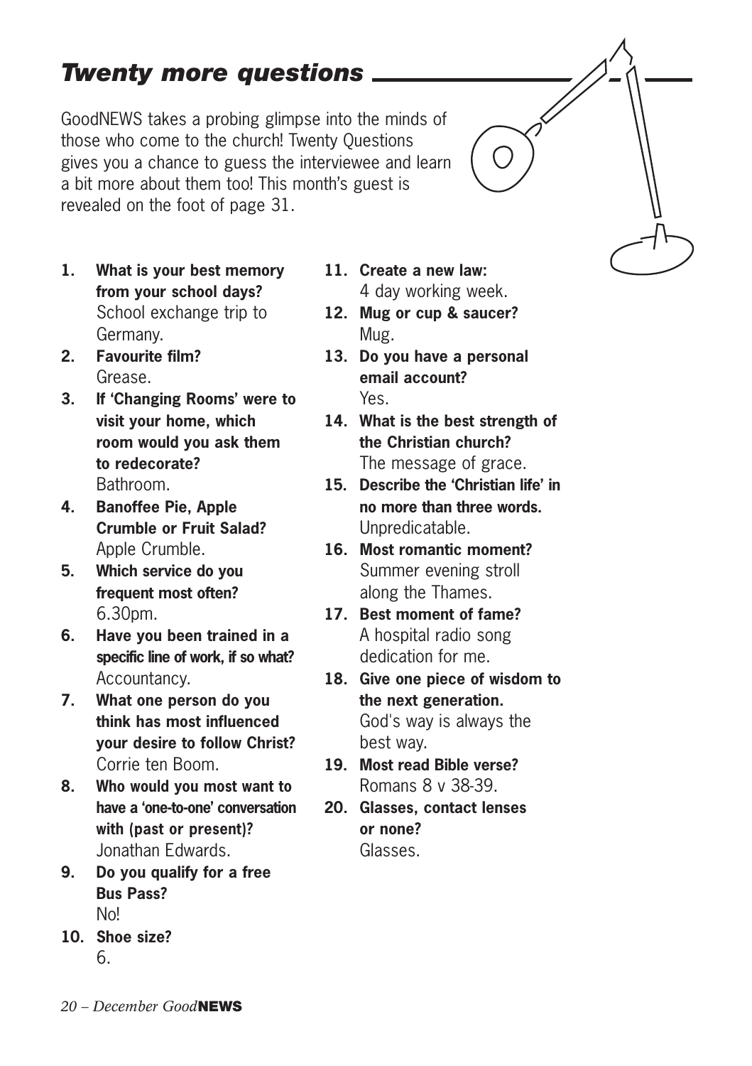# *Twenty more questions*

GoodNEWS takes a probing glimpse into the minds of those who come to the church! Twenty Questions gives you a chance to guess the interviewee and learn a bit more about them too! This month's guest is revealed on the foot of page 31.

1. **What is your best memory from your school days?**
   School exchange trip to Germany.
2. **Favourite film?**
   Grease.
3. **If 'Changing Rooms' were to visit your home, which room would you ask them to redecorate?**
   Bathroom.
4. **Banoffee Pie, Apple Crumble or Fruit Salad?**
   Apple Crumble.
5. **Which service do you frequent most often?**
   6.30pm.
6. **Have you been trained in a specific line of work, if so what?**
   Accountancy.
7. **What one person do you think has most influenced your desire to follow Christ?**
   Corrie ten Boom.
8. **Who would you most want to have a 'one-to-one' conversation with (past or present)?**
   Jonathan Edwards.
9. **Do you qualify for a free Bus Pass?**
   No!
10. **Shoe size?**
    6.
11. **Create a new law:**
    4 day working week.
12. **Mug or cup & saucer?**
    Mug.
13. **Do you have a personal email account?**
    Yes.
14. **What is the best strength of the Christian church?**
    The message of grace.
15. **Describe the 'Christian life' in no more than three words.**
    Unpredicatable.
16. **Most romantic moment?**
    Summer evening stroll along the Thames.
17. **Best moment of fame?**
    A hospital radio song dedication for me.
18. **Give one piece of wisdom to the next generation.**
    God's way is always the best way.
19. **Most read Bible verse?**
    Romans 8 v 38-39.
20. **Glasses, contact lenses or none?**
    Glasses.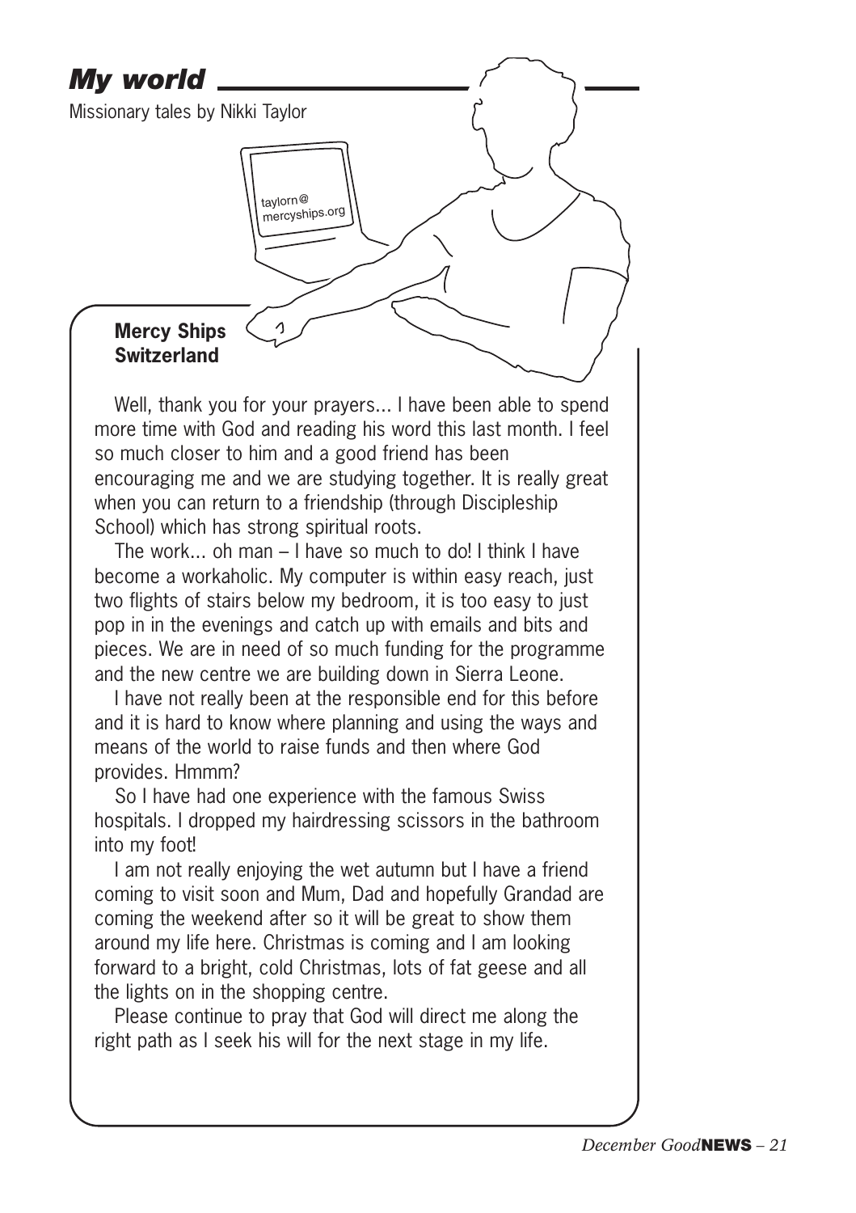## *My world*

Missionary tales by Nikki Taylor

taylorn@mercyships.org

**Mercy Ships Switzerland**

Well, thank you for your prayers... I have been able to spend more time with God and reading his word this last month. I feel so much closer to him and a good friend has been encouraging me and we are studying together. It is really great when you can return to a friendship (through Discipleship School) which has strong spiritual roots.

The work... oh man – I have so much to do! I think I have become a workaholic. My computer is within easy reach, just two flights of stairs below my bedroom, it is too easy to just pop in in the evenings and catch up with emails and bits and pieces. We are in need of so much funding for the programme and the new centre we are building down in Sierra Leone.

I have not really been at the responsible end for this before and it is hard to know where planning and using the ways and means of the world to raise funds and then where God provides. Hmmm?

So I have had one experience with the famous Swiss hospitals. I dropped my hairdressing scissors in the bathroom into my foot!

I am not really enjoying the wet autumn but I have a friend coming to visit soon and Mum, Dad and hopefully Grandad are coming the weekend after so it will be great to show them around my life here. Christmas is coming and I am looking forward to a bright, cold Christmas, lots of fat geese and all the lights on in the shopping centre.

Please continue to pray that God will direct me along the right path as I seek his will for the next stage in my life.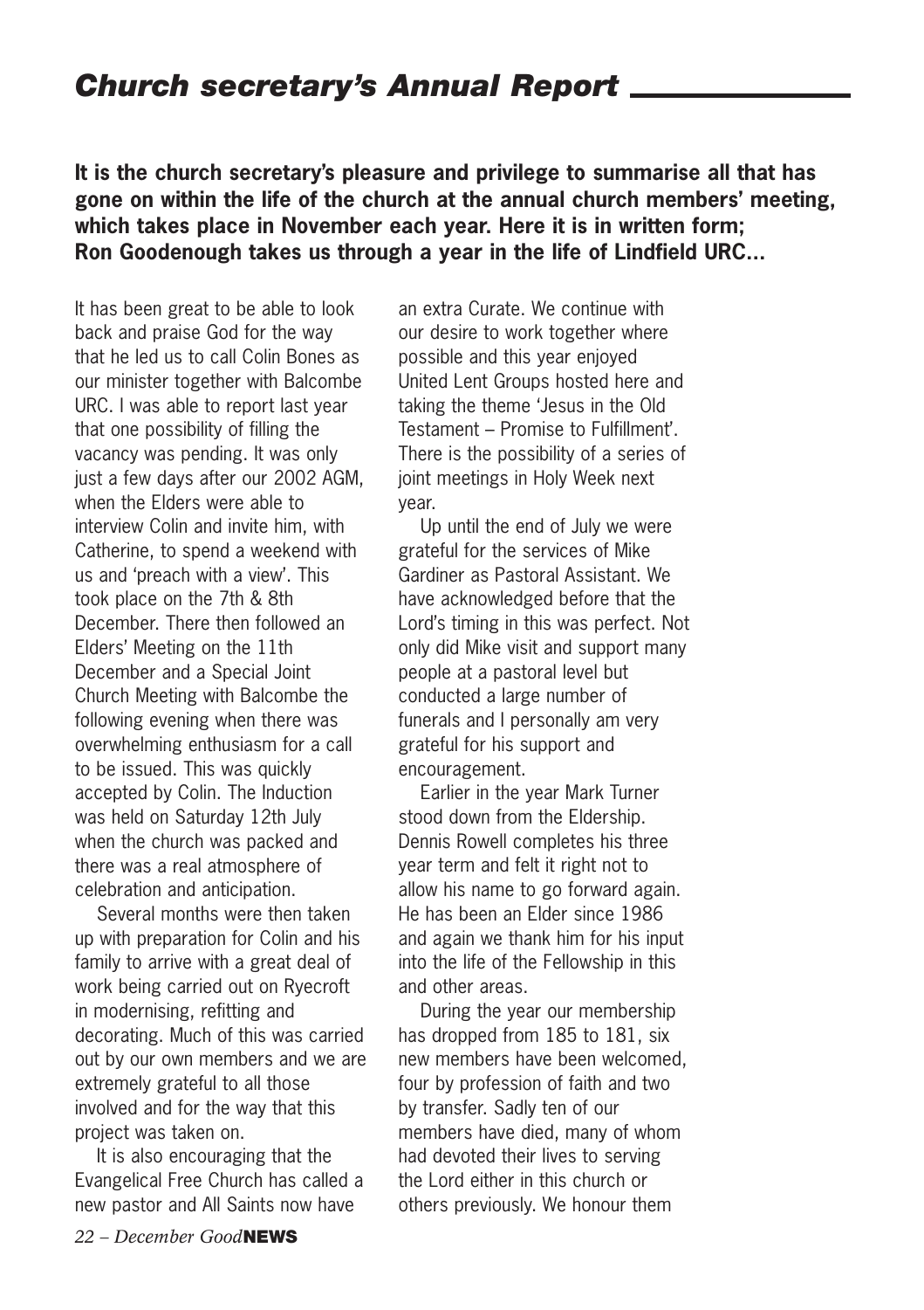## *Church secretary's Annual Report*

**It is the church secretary's pleasure and privilege to summarise all that has gone on within the life of the church at the annual church members' meeting, which takes place in November each year. Here it is in written form; Ron Goodenough takes us through a year in the life of Lindfield URC...**

It has been great to be able to look back and praise God for the way that he led us to call Colin Bones as our minister together with Balcombe URC. I was able to report last year that one possibility of filling the vacancy was pending. It was only just a few days after our 2002 AGM, when the Elders were able to interview Colin and invite him, with Catherine, to spend a weekend with us and 'preach with a view'. This took place on the 7th & 8th December. There then followed an Elders' Meeting on the 11th December and a Special Joint Church Meeting with Balcombe the following evening when there was overwhelming enthusiasm for a call to be issued. This was quickly accepted by Colin. The Induction was held on Saturday 12th July when the church was packed and there was a real atmosphere of celebration and anticipation.

Several months were then taken up with preparation for Colin and his family to arrive with a great deal of work being carried out on Ryecroft in modernising, refitting and decorating. Much of this was carried out by our own members and we are extremely grateful to all those involved and for the way that this project was taken on.

It is also encouraging that the Evangelical Free Church has called a new pastor and All Saints now have an extra Curate. We continue with our desire to work together where possible and this year enjoyed United Lent Groups hosted here and taking the theme 'Jesus in the Old Testament – Promise to Fulfillment'. There is the possibility of a series of joint meetings in Holy Week next year.

Up until the end of July we were grateful for the services of Mike Gardiner as Pastoral Assistant. We have acknowledged before that the Lord's timing in this was perfect. Not only did Mike visit and support many people at a pastoral level but conducted a large number of funerals and I personally am very grateful for his support and encouragement.

Earlier in the year Mark Turner stood down from the Eldership. Dennis Rowell completes his three year term and felt it right not to allow his name to go forward again. He has been an Elder since 1986 and again we thank him for his input into the life of the Fellowship in this and other areas.

During the year our membership has dropped from 185 to 181, six new members have been welcomed, four by profession of faith and two by transfer. Sadly ten of our members have died, many of whom had devoted their lives to serving the Lord either in this church or others previously. We honour them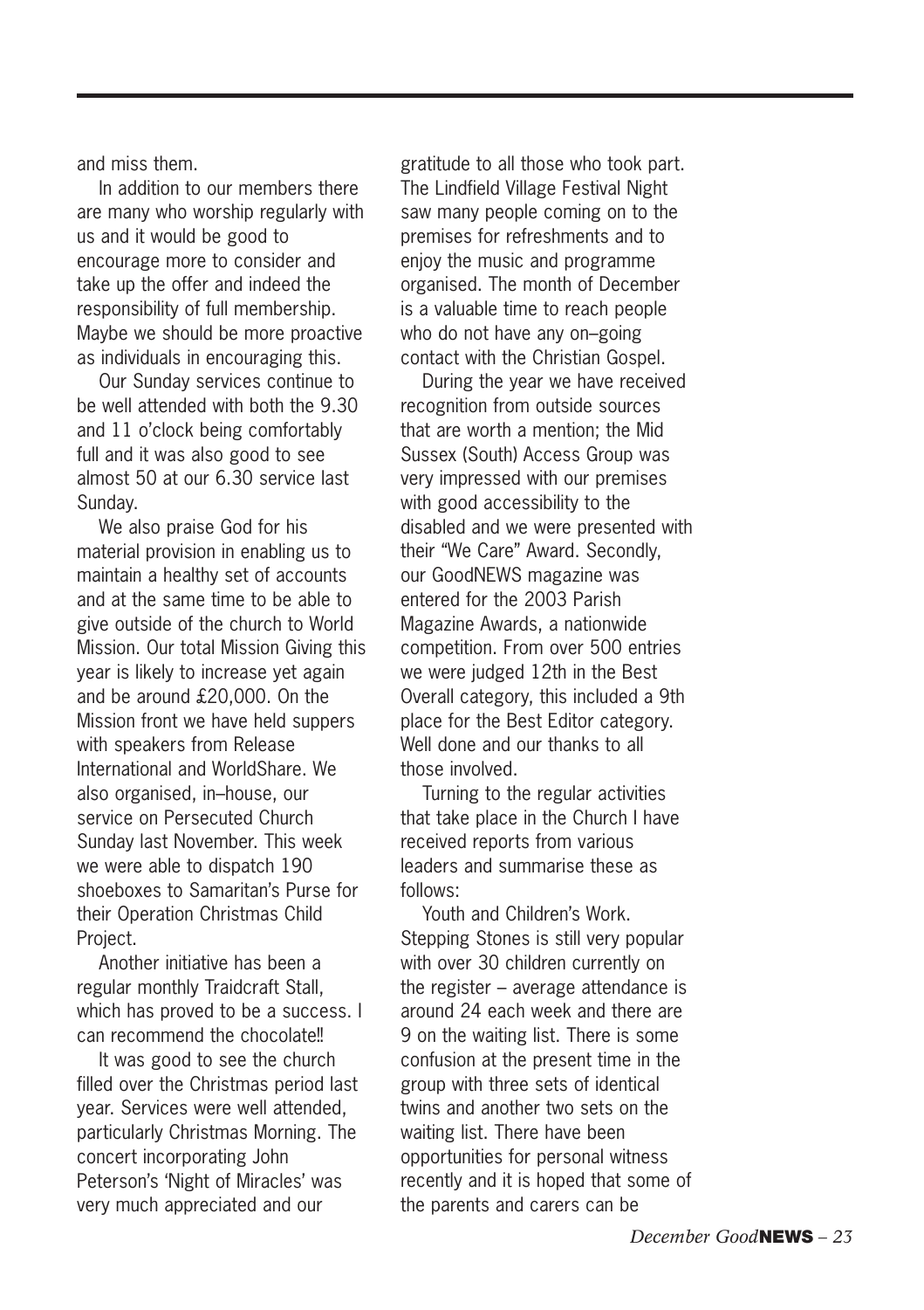and miss them.

In addition to our members there are many who worship regularly with us and it would be good to encourage more to consider and take up the offer and indeed the responsibility of full membership. Maybe we should be more proactive as individuals in encouraging this.

Our Sunday services continue to be well attended with both the 9.30 and 11 o'clock being comfortably full and it was also good to see almost 50 at our 6.30 service last Sunday.

We also praise God for his material provision in enabling us to maintain a healthy set of accounts and at the same time to be able to give outside of the church to World Mission. Our total Mission Giving this year is likely to increase yet again and be around £20,000. On the Mission front we have held suppers with speakers from Release International and WorldShare. We also organised, in–house, our service on Persecuted Church Sunday last November. This week we were able to dispatch 190 shoeboxes to Samaritan's Purse for their Operation Christmas Child Project.

Another initiative has been a regular monthly Traidcraft Stall, which has proved to be a success. I can recommend the chocolate!!

It was good to see the church filled over the Christmas period last year. Services were well attended, particularly Christmas Morning. The concert incorporating John Peterson's 'Night of Miracles' was very much appreciated and our gratitude to all those who took part. The Lindfield Village Festival Night saw many people coming on to the premises for refreshments and to enjoy the music and programme organised. The month of December is a valuable time to reach people who do not have any on–going contact with the Christian Gospel.

During the year we have received recognition from outside sources that are worth a mention; the Mid Sussex (South) Access Group was very impressed with our premises with good accessibility to the disabled and we were presented with their "We Care" Award. Secondly, our GoodNEWS magazine was entered for the 2003 Parish Magazine Awards, a nationwide competition. From over 500 entries we were judged 12th in the Best Overall category, this included a 9th place for the Best Editor category. Well done and our thanks to all those involved.

Turning to the regular activities that take place in the Church I have received reports from various leaders and summarise these as follows:

Youth and Children's Work. Stepping Stones is still very popular with over 30 children currently on the register – average attendance is around 24 each week and there are 9 on the waiting list. There is some confusion at the present time in the group with three sets of identical twins and another two sets on the waiting list. There have been opportunities for personal witness recently and it is hoped that some of the parents and carers can be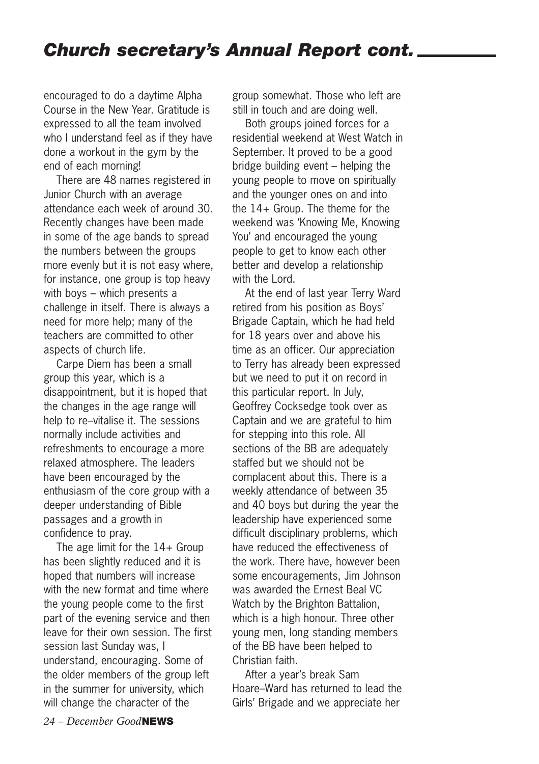## *Church secretary's Annual Report cont.*

encouraged to do a daytime Alpha Course in the New Year. Gratitude is expressed to all the team involved who I understand feel as if they have done a workout in the gym by the end of each morning!

There are 48 names registered in Junior Church with an average attendance each week of around 30. Recently changes have been made in some of the age bands to spread the numbers between the groups more evenly but it is not easy where, for instance, one group is top heavy with boys – which presents a challenge in itself. There is always a need for more help; many of the teachers are committed to other aspects of church life.

Carpe Diem has been a small group this year, which is a disappointment, but it is hoped that the changes in the age range will help to re–vitalise it. The sessions normally include activities and refreshments to encourage a more relaxed atmosphere. The leaders have been encouraged by the enthusiasm of the core group with a deeper understanding of Bible passages and a growth in confidence to pray.

The age limit for the 14+ Group has been slightly reduced and it is hoped that numbers will increase with the new format and time where the young people come to the first part of the evening service and then leave for their own session. The first session last Sunday was, I understand, encouraging. Some of the older members of the group left in the summer for university, which will change the character of the group somewhat. Those who left are still in touch and are doing well.

Both groups joined forces for a residential weekend at West Watch in September. It proved to be a good bridge building event – helping the young people to move on spiritually and the younger ones on and into the 14+ Group. The theme for the weekend was 'Knowing Me, Knowing You' and encouraged the young people to get to know each other better and develop a relationship with the Lord.

At the end of last year Terry Ward retired from his position as Boys' Brigade Captain, which he had held for 18 years over and above his time as an officer. Our appreciation to Terry has already been expressed but we need to put it on record in this particular report. In July, Geoffrey Cocksedge took over as Captain and we are grateful to him for stepping into this role. All sections of the BB are adequately staffed but we should not be complacent about this. There is a weekly attendance of between 35 and 40 boys but during the year the leadership have experienced some difficult disciplinary problems, which have reduced the effectiveness of the work. There have, however been some encouragements, Jim Johnson was awarded the Ernest Beal VC Watch by the Brighton Battalion, which is a high honour. Three other young men, long standing members of the BB have been helped to Christian faith.

After a year's break Sam Hoare–Ward has returned to lead the Girls' Brigade and we appreciate her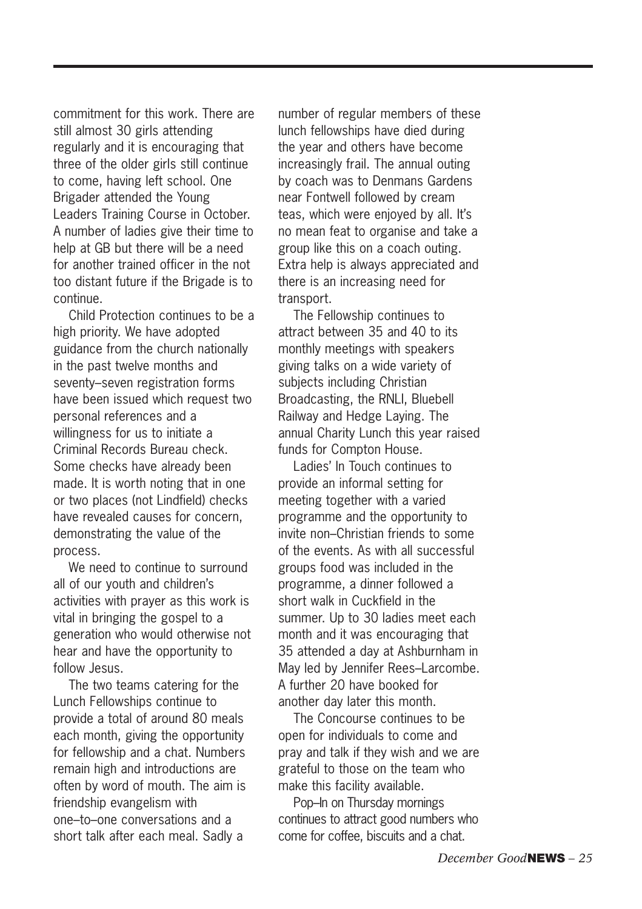commitment for this work. There are still almost 30 girls attending regularly and it is encouraging that three of the older girls still continue to come, having left school. One Brigader attended the Young Leaders Training Course in October. A number of ladies give their time to help at GB but there will be a need for another trained officer in the not too distant future if the Brigade is to continue.

Child Protection continues to be a high priority. We have adopted guidance from the church nationally in the past twelve months and seventy–seven registration forms have been issued which request two personal references and a willingness for us to initiate a Criminal Records Bureau check. Some checks have already been made. It is worth noting that in one or two places (not Lindfield) checks have revealed causes for concern, demonstrating the value of the process.

We need to continue to surround all of our youth and children's activities with prayer as this work is vital in bringing the gospel to a generation who would otherwise not hear and have the opportunity to follow Jesus.

The two teams catering for the Lunch Fellowships continue to provide a total of around 80 meals each month, giving the opportunity for fellowship and a chat. Numbers remain high and introductions are often by word of mouth. The aim is friendship evangelism with one–to–one conversations and a short talk after each meal. Sadly a number of regular members of these lunch fellowships have died during the year and others have become increasingly frail. The annual outing by coach was to Denmans Gardens near Fontwell followed by cream teas, which were enjoyed by all. It's no mean feat to organise and take a group like this on a coach outing. Extra help is always appreciated and there is an increasing need for transport.

The Fellowship continues to attract between 35 and 40 to its monthly meetings with speakers giving talks on a wide variety of subjects including Christian Broadcasting, the RNLI, Bluebell Railway and Hedge Laying. The annual Charity Lunch this year raised funds for Compton House.

Ladies' In Touch continues to provide an informal setting for meeting together with a varied programme and the opportunity to invite non–Christian friends to some of the events. As with all successful groups food was included in the programme, a dinner followed a short walk in Cuckfield in the summer. Up to 30 ladies meet each month and it was encouraging that 35 attended a day at Ashburnham in May led by Jennifer Rees–Larcombe. A further 20 have booked for another day later this month.

The Concourse continues to be open for individuals to come and pray and talk if they wish and we are grateful to those on the team who make this facility available.

Pop–In on Thursday mornings continues to attract good numbers who come for coffee, biscuits and a chat.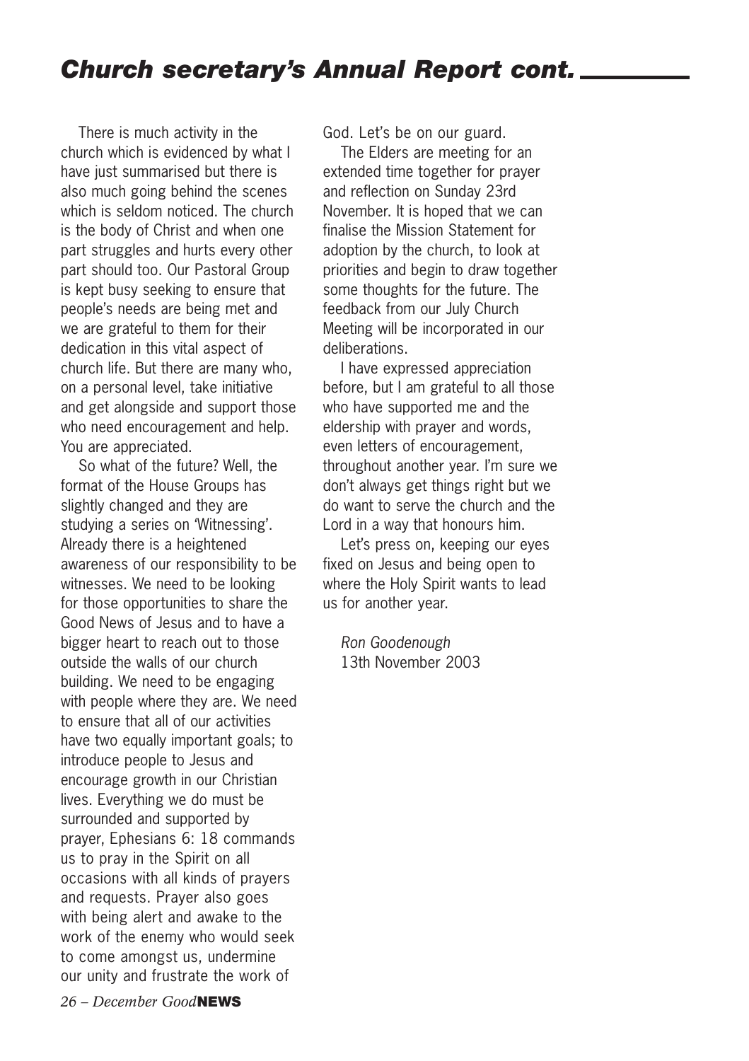## *Church secretary's Annual Report cont.*

There is much activity in the church which is evidenced by what I have just summarised but there is also much going behind the scenes which is seldom noticed. The church is the body of Christ and when one part struggles and hurts every other part should too. Our Pastoral Group is kept busy seeking to ensure that people's needs are being met and we are grateful to them for their dedication in this vital aspect of church life. But there are many who, on a personal level, take initiative and get alongside and support those who need encouragement and help. You are appreciated.

So what of the future? Well, the format of the House Groups has slightly changed and they are studying a series on 'Witnessing'. Already there is a heightened awareness of our responsibility to be witnesses. We need to be looking for those opportunities to share the Good News of Jesus and to have a bigger heart to reach out to those outside the walls of our church building. We need to be engaging with people where they are. We need to ensure that all of our activities have two equally important goals; to introduce people to Jesus and encourage growth in our Christian lives. Everything we do must be surrounded and supported by prayer, Ephesians 6: 18 commands us to pray in the Spirit on all occasions with all kinds of prayers and requests. Prayer also goes with being alert and awake to the work of the enemy who would seek to come amongst us, undermine our unity and frustrate the work of God. Let's be on our guard.

The Elders are meeting for an extended time together for prayer and reflection on Sunday 23rd November. It is hoped that we can finalise the Mission Statement for adoption by the church, to look at priorities and begin to draw together some thoughts for the future. The feedback from our July Church Meeting will be incorporated in our deliberations.

I have expressed appreciation before, but I am grateful to all those who have supported me and the eldership with prayer and words, even letters of encouragement, throughout another year. I'm sure we don't always get things right but we do want to serve the church and the Lord in a way that honours him.

Let's press on, keeping our eyes fixed on Jesus and being open to where the Holy Spirit wants to lead us for another year.

*Ron Goodenough*
13th November 2003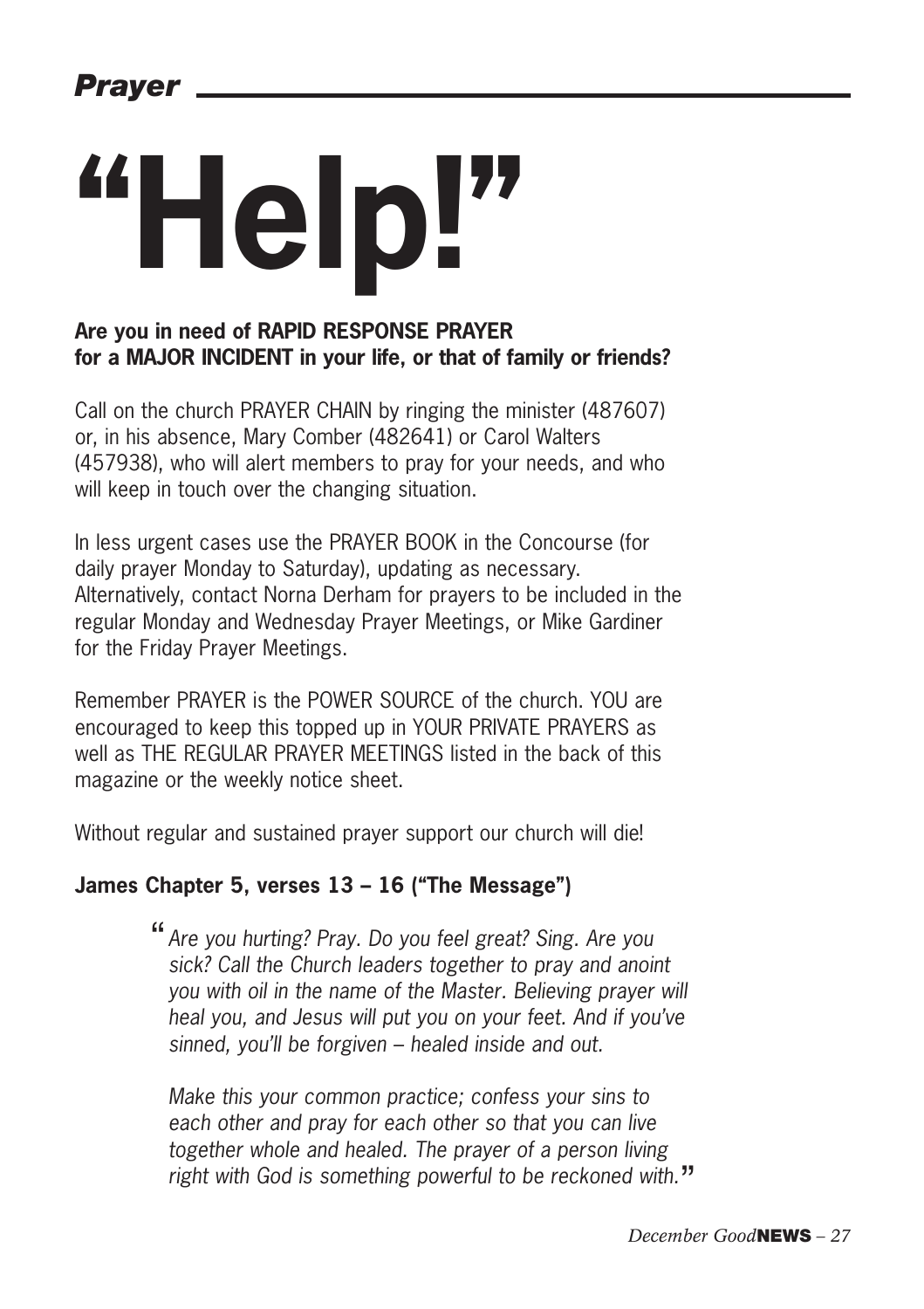## *Prayer*

# "Help!"

**Are you in need of RAPID RESPONSE PRAYER for a MAJOR INCIDENT in your life, or that of family or friends?**

Call on the church PRAYER CHAIN by ringing the minister (487607) or, in his absence, Mary Comber (482641) or Carol Walters (457938), who will alert members to pray for your needs, and who will keep in touch over the changing situation.

In less urgent cases use the PRAYER BOOK in the Concourse (for daily prayer Monday to Saturday), updating as necessary. Alternatively, contact Norna Derham for prayers to be included in the regular Monday and Wednesday Prayer Meetings, or Mike Gardiner for the Friday Prayer Meetings.

Remember PRAYER is the POWER SOURCE of the church. YOU are encouraged to keep this topped up in YOUR PRIVATE PRAYERS as well as THE REGULAR PRAYER MEETINGS listed in the back of this magazine or the weekly notice sheet.

Without regular and sustained prayer support our church will die!

**James Chapter 5, verses 13 – 16 ("The Message")**

> "*Are you hurting? Pray. Do you feel great? Sing. Are you sick? Call the Church leaders together to pray and anoint you with oil in the name of the Master. Believing prayer will heal you, and Jesus will put you on your feet. And if you've sinned, you'll be forgiven – healed inside and out.*
>
> *Make this your common practice; confess your sins to each other and pray for each other so that you can live together whole and healed. The prayer of a person living right with God is something powerful to be reckoned with.*"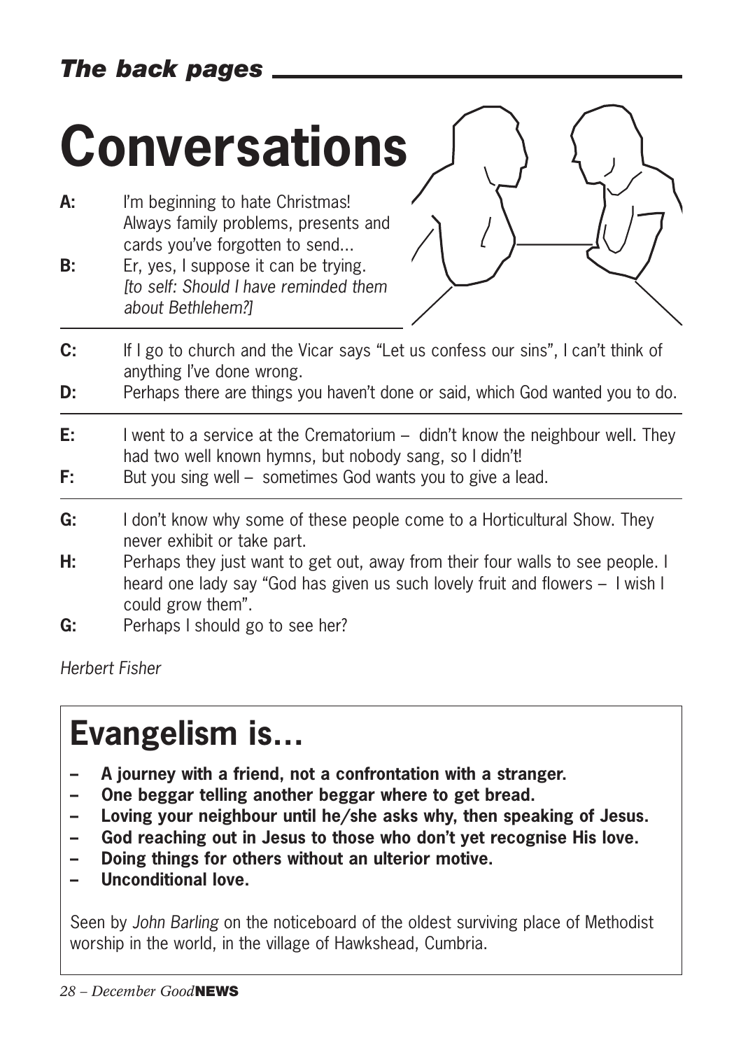# Conversations

**A:** I'm beginning to hate Christmas! Always family problems, presents and cards you've forgotten to send...

**B:** Er, yes, I suppose it can be trying. *[to self: Should I have reminded them about Bethlehem?]*

---

**C:** If I go to church and the Vicar says "Let us confess our sins", I can't think of anything I've done wrong.

**D:** Perhaps there are things you haven't done or said, which God wanted you to do.

---

**E:** I went to a service at the Crematorium – didn't know the neighbour well. They had two well known hymns, but nobody sang, so I didn't!

**F:** But you sing well – sometimes God wants you to give a lead.

---

**G:** I don't know why some of these people come to a Horticultural Show. They never exhibit or take part.

**H:** Perhaps they just want to get out, away from their four walls to see people. I heard one lady say "God has given us such lovely fruit and flowers – I wish I could grow them".

**G:** Perhaps I should go to see her?

*Herbert Fisher*

## Evangelism is…

- **A journey with a friend, not a confrontation with a stranger.**
- **One beggar telling another beggar where to get bread.**
- **Loving your neighbour until he/she asks why, then speaking of Jesus.**
- **God reaching out in Jesus to those who don't yet recognise His love.**
- **Doing things for others without an ulterior motive.**
- **Unconditional love.**

Seen by *John Barling* on the noticeboard of the oldest surviving place of Methodist worship in the world, in the village of Hawkshead, Cumbria.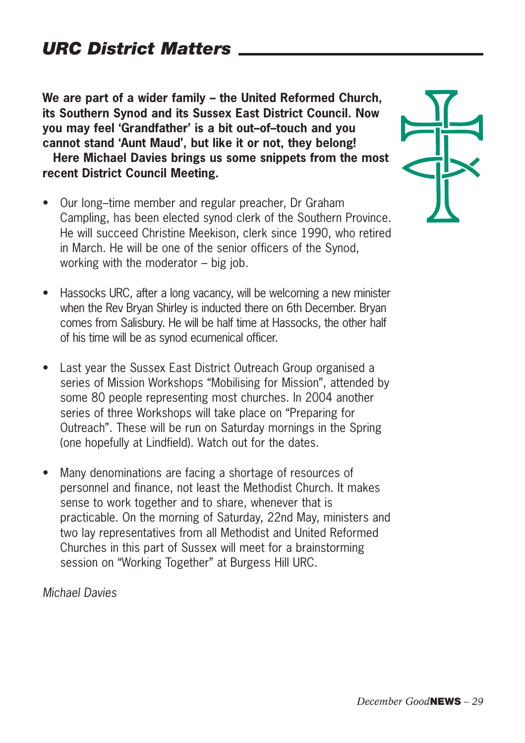## *URC District Matters*

**We are part of a wider family – the United Reformed Church, its Southern Synod and its Sussex East District Council. Now you may feel 'Grandfather' is a bit out–of–touch and you cannot stand 'Aunt Maud', but like it or not, they belong!**
**Here Michael Davies brings us some snippets from the most recent District Council Meeting.**

- Our long–time member and regular preacher, Dr Graham Campling, has been elected synod clerk of the Southern Province. He will succeed Christine Meekison, clerk since 1990, who retired in March. He will be one of the senior officers of the Synod, working with the moderator – big job.

- Hassocks URC, after a long vacancy, will be welcoming a new minister when the Rev Bryan Shirley is inducted there on 6th December. Bryan comes from Salisbury. He will be half time at Hassocks, the other half of his time will be as synod ecumenical officer.

- Last year the Sussex East District Outreach Group organised a series of Mission Workshops "Mobilising for Mission", attended by some 80 people representing most churches. In 2004 another series of three Workshops will take place on "Preparing for Outreach". These will be run on Saturday mornings in the Spring (one hopefully at Lindfield). Watch out for the dates.

- Many denominations are facing a shortage of resources of personnel and finance, not least the Methodist Church. It makes sense to work together and to share, whenever that is practicable. On the morning of Saturday, 22nd May, ministers and two lay representatives from all Methodist and United Reformed Churches in this part of Sussex will meet for a brainstorming session on "Working Together" at Burgess Hill URC.

*Michael Davies*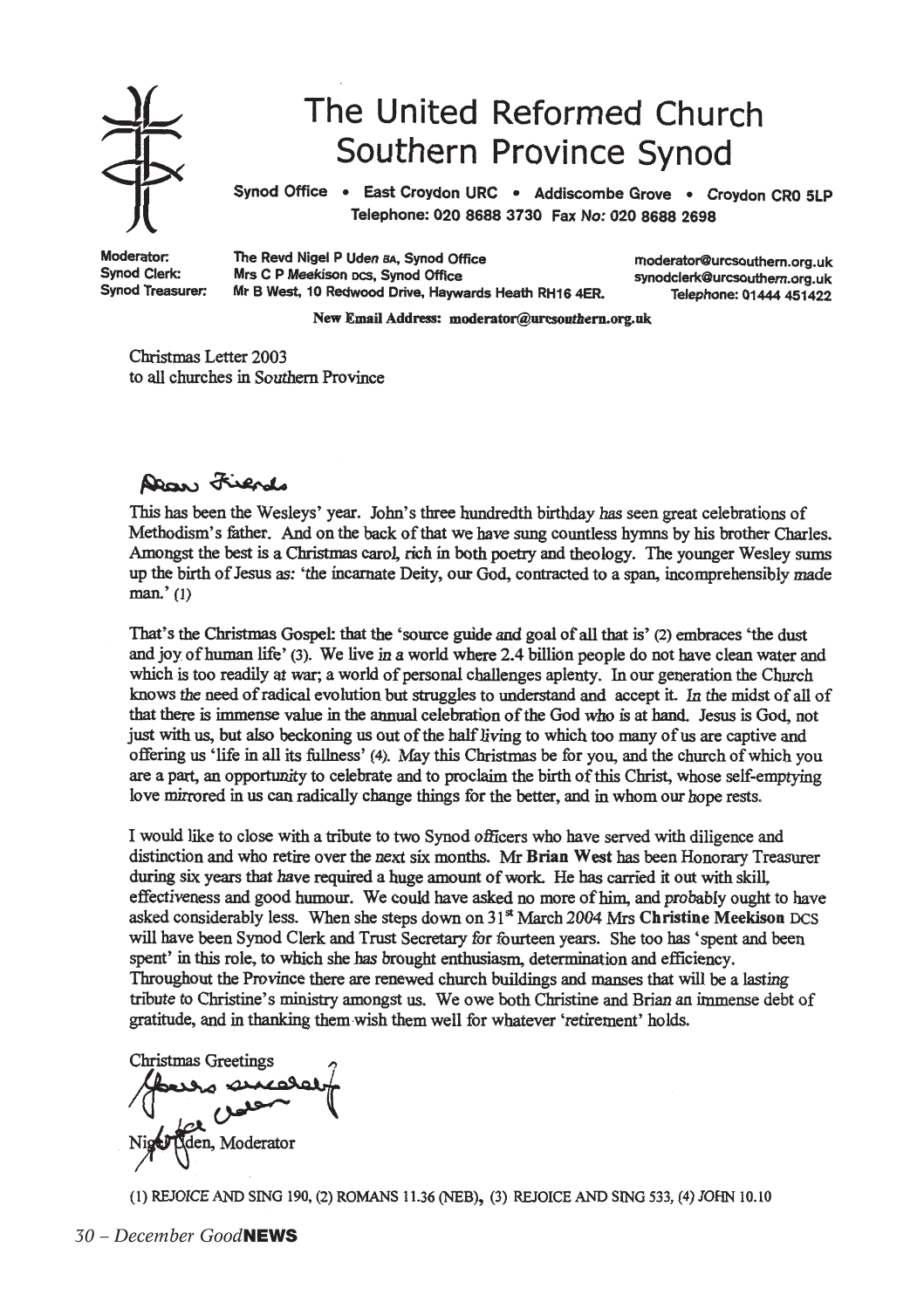# The United Reformed Church
## Southern Province Synod

**Synod Office • East Croydon URC • Addiscombe Grove • Croydon CR0 5LP**
**Telephone: 020 8688 3730 Fax No: 020 8688 2698**

| | | |
|---|---|---|
| **Moderator:** | **The Revd Nigel P Uden BA, Synod Office** | **moderator@urcsouthern.org.uk** |
| **Synod Clerk:** | **Mrs C P Meekison DCS, Synod Office** | **synodclerk@urcsouthern.org.uk** |
| **Synod Treasurer:** | **Mr B West, 10 Redwood Drive, Haywards Heath RH16 4ER.** | **Telephone: 01444 451422** |

**New Email Address: moderator@urcsouthern.org.uk**

Christmas Letter 2003
to all churches in Southern Province

Dear Friends

This has been the Wesleys' year. John's three hundredth birthday has seen great celebrations of Methodism's father. And on the back of that we have sung countless hymns by his brother Charles. Amongst the best is a Christmas carol, rich in both poetry and theology. The younger Wesley sums up the birth of Jesus as: 'the incarnate Deity, our God, contracted to a span, incomprehensibly made man.' (1)

That's the Christmas Gospel: that the 'source guide and goal of all that is' (2) embraces 'the dust and joy of human life' (3). We live in a world where 2.4 billion people do not have clean water and which is too readily at war; a world of personal challenges aplenty. In our generation the Church knows the need of radical evolution but struggles to understand and accept it. In the midst of all of that there is immense value in the annual celebration of the God who is at hand. Jesus is God, not just with us, but also beckoning us out of the half living to which too many of us are captive and offering us 'life in all its fullness' (4). May this Christmas be for you, and the church of which you are a part, an opportunity to celebrate and to proclaim the birth of this Christ, whose self-emptying love mirrored in us can radically change things for the better, and in whom our hope rests.

I would like to close with a tribute to two Synod officers who have served with diligence and distinction and who retire over the next six months. Mr **Brian West** has been Honorary Treasurer during six years that have required a huge amount of work. He has carried it out with skill, effectiveness and good humour. We could have asked no more of him, and probably ought to have asked considerably less. When she steps down on 31st March 2004 Mrs **Christine Meekison** DCS will have been Synod Clerk and Trust Secretary for fourteen years. She too has 'spent and been spent' in this role, to which she has brought enthusiasm, determination and efficiency. Throughout the Province there are renewed church buildings and manses that will be a lasting tribute to Christine's ministry amongst us. We owe both Christine and Brian an immense debt of gratitude, and in thanking them wish them well for whatever 'retirement' holds.

Christmas Greetings

Yours sincerely
Nigel Uden

Nigel Uden, Moderator

(1) REJOICE AND SING 190, (2) ROMANS 11.36 (NEB), (3) REJOICE AND SING 533, (4) JOHN 10.10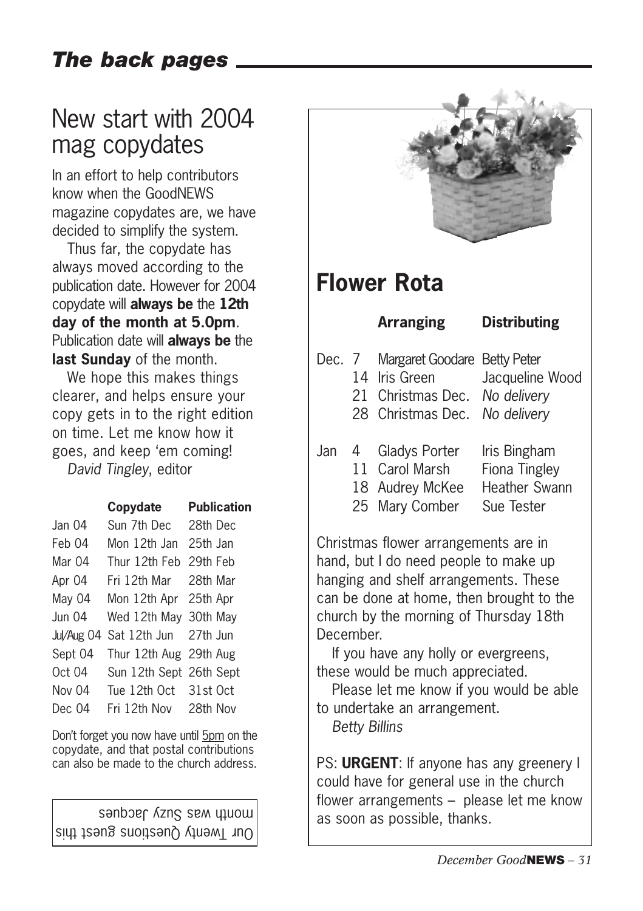## The back pages

# New start with 2004 mag copydates

In an effort to help contributors know when the GoodNEWS magazine copydates are, we have decided to simplify the system.

Thus far, the copydate has always moved according to the publication date. However for 2004 copydate will **always be** the **12th day of the month at 5.0pm**. Publication date will **always be** the **last Sunday** of the month.

We hope this makes things clearer, and helps ensure your copy gets in to the right edition on time. Let me know how it goes, and keep 'em coming!

*David Tingley*, editor

| | Copydate | Publication |
|---|---|---|
| Jan 04 | Sun 7th Dec | 28th Dec |
| Feb 04 | Mon 12th Jan | 25th Jan |
| Mar 04 | Thur 12th Feb | 29th Feb |
| Apr 04 | Fri 12th Mar | 28th Mar |
| May 04 | Mon 12th Apr | 25th Apr |
| Jun 04 | Wed 12th May | 30th May |
| Jul/Aug 04 | Sat 12th Jun | 27th Jun |
| Sept 04 | Thur 12th Aug | 29th Aug |
| Oct 04 | Sun 12th Sept | 26th Sept |
| Nov 04 | Tue 12th Oct | 31st Oct |
| Dec 04 | Fri 12th Nov | 28th Nov |

Don't forget you now have until 5pm on the copydate, and that postal contributions can also be made to the church address.

Our Twenty Questions guest this month was Suzy Jacques

# Flower Rota

| | | Arranging | Distributing |
|---|---|---|---|
| Dec. | 7 | Margaret Goodare | Betty Peter |
| | 14 | Iris Green | Jacqueline Wood |
| | 21 | Christmas Dec. | *No delivery* |
| | 28 | Christmas Dec. | *No delivery* |
| Jan | 4 | Gladys Porter | Iris Bingham |
| | 11 | Carol Marsh | Fiona Tingley |
| | 18 | Audrey McKee | Heather Swann |
| | 25 | Mary Comber | Sue Tester |

Christmas flower arrangements are in hand, but I do need people to make up hanging and shelf arrangements. These can be done at home, then brought to the church by the morning of Thursday 18th December.

If you have any holly or evergreens, these would be much appreciated.

Please let me know if you would be able to undertake an arrangement.

*Betty Billins*

PS: **URGENT**: If anyone has any greenery I could have for general use in the church flower arrangements – please let me know as soon as possible, thanks.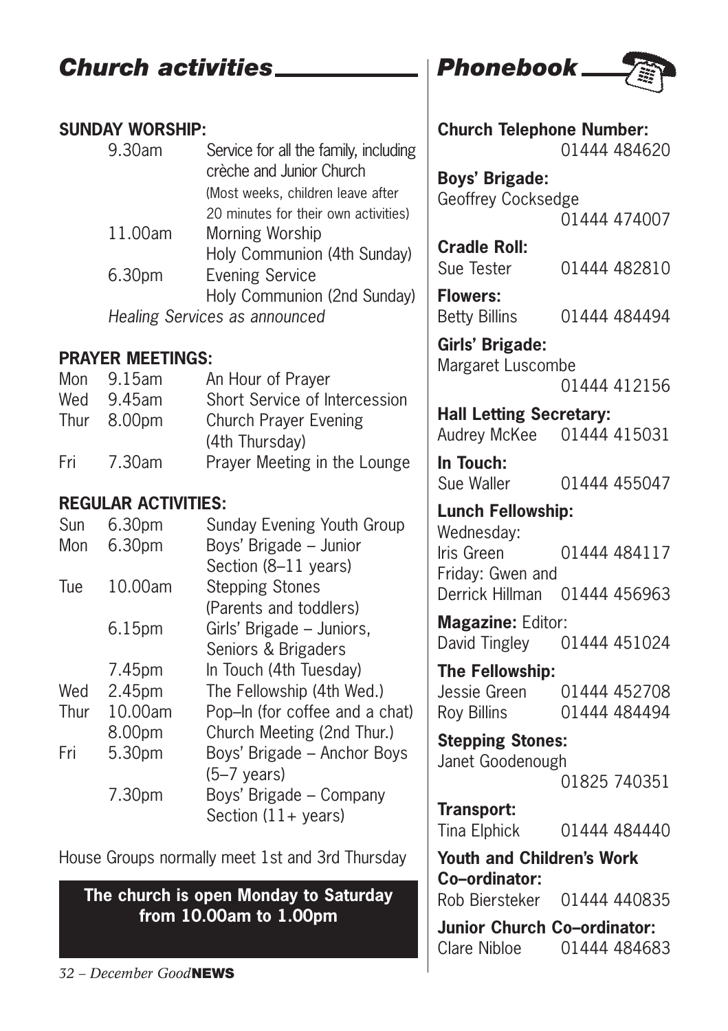## Church activities

**SUNDAY WORSHIP:**

| | |
|---|---|
| 9.30am | Service for all the family, including crèche and Junior Church (Most weeks, children leave after 20 minutes for their own activities) |
| 11.00am | Morning Worship<br>Holy Communion (4th Sunday) |
| 6.30pm | Evening Service<br>Holy Communion (2nd Sunday) |

*Healing Services as announced*

**PRAYER MEETINGS:**

| | | |
|---|---|---|
| Mon | 9.15am | An Hour of Prayer |
| Wed | 9.45am | Short Service of Intercession |
| Thur | 8.00pm | Church Prayer Evening (4th Thursday) |
| Fri | 7.30am | Prayer Meeting in the Lounge |

**REGULAR ACTIVITIES:**

| | | |
|---|---|---|
| Sun | 6.30pm | Sunday Evening Youth Group |
| Mon | 6.30pm | Boys' Brigade – Junior Section (8–11 years) |
| Tue | 10.00am | Stepping Stones (Parents and toddlers) |
| | 6.15pm | Girls' Brigade – Juniors, Seniors & Brigaders |
| | 7.45pm | In Touch (4th Tuesday) |
| Wed | 2.45pm | The Fellowship (4th Wed.) |
| Thur | 10.00am | Pop–In (for coffee and a chat) |
| | 8.00pm | Church Meeting (2nd Thur.) |
| Fri | 5.30pm | Boys' Brigade – Anchor Boys (5–7 years) |
| | 7.30pm | Boys' Brigade – Company Section (11+ years) |

House Groups normally meet 1st and 3rd Thursday

**The church is open Monday to Saturday from 10.00am to 1.00pm**

## Phonebook

**Church Telephone Number:**
01444 484620

**Boys' Brigade:**
Geoffrey Cocksedge 01444 474007

**Cradle Roll:**
Sue Tester 01444 482810

**Flowers:**
Betty Billins 01444 484494

**Girls' Brigade:**
Margaret Luscombe 01444 412156

**Hall Letting Secretary:**
Audrey McKee 01444 415031

**In Touch:**
Sue Waller 01444 455047

**Lunch Fellowship:**
Wednesday:
Iris Green 01444 484117
Friday: Gwen and
Derrick Hillman 01444 456963

**Magazine:** Editor:
David Tingley 01444 451024

**The Fellowship:**
Jessie Green 01444 452708
Roy Billins 01444 484494

**Stepping Stones:**
Janet Goodenough 01825 740351

**Transport:**
Tina Elphick 01444 484440

**Youth and Children's Work Co–ordinator:**
Rob Biersteker 01444 440835

**Junior Church Co–ordinator:**
Clare Nibloe 01444 484683